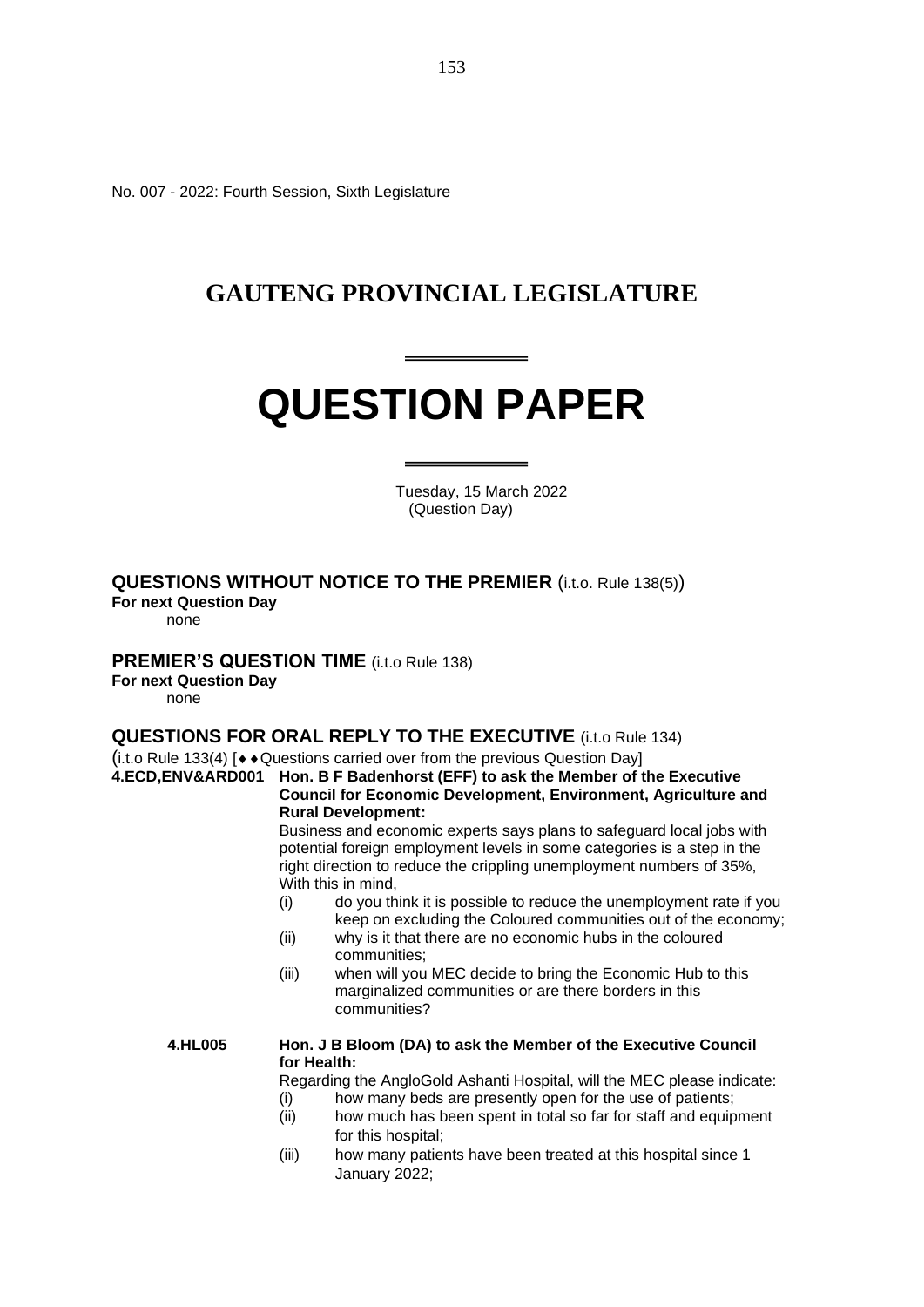No. 007 - 2022: Fourth Session, Sixth Legislature

# GAUTENG PROVINCIAL LEGISLATURE

# QUESTION PAPER

Tuesday, 15 March 2022
(Question Day)

## QUESTIONS WITHOUT NOTICE TO THE PREMIER (i.t.o. Rule 138(5))

**For next Question Day**

none

## PREMIER'S QUESTION TIME (i.t.o Rule 138)

**For next Question Day**

none

## QUESTIONS FOR ORAL REPLY TO THE EXECUTIVE (i.t.o Rule 134)

(i.t.o Rule 133(4) [♦♦Questions carried over from the previous Question Day]

**4.ECD,ENV&ARD001** **Hon. B F Badenhorst (EFF) to ask the Member of the Executive Council for Economic Development, Environment, Agriculture and Rural Development:**

Business and economic experts says plans to safeguard local jobs with potential foreign employment levels in some categories is a step in the right direction to reduce the crippling unemployment numbers of 35%, With this in mind,

(i) do you think it is possible to reduce the unemployment rate if you keep on excluding the Coloured communities out of the economy;

(ii) why is it that there are no economic hubs in the coloured communities;

(iii) when will you MEC decide to bring the Economic Hub to this marginalized communities or are there borders in this communities?

**4.HL005** **Hon. J B Bloom (DA) to ask the Member of the Executive Council for Health:**

Regarding the AngloGold Ashanti Hospital, will the MEC please indicate:

(i) how many beds are presently open for the use of patients;

(ii) how much has been spent in total so far for staff and equipment for this hospital;

(iii) how many patients have been treated at this hospital since 1 January 2022;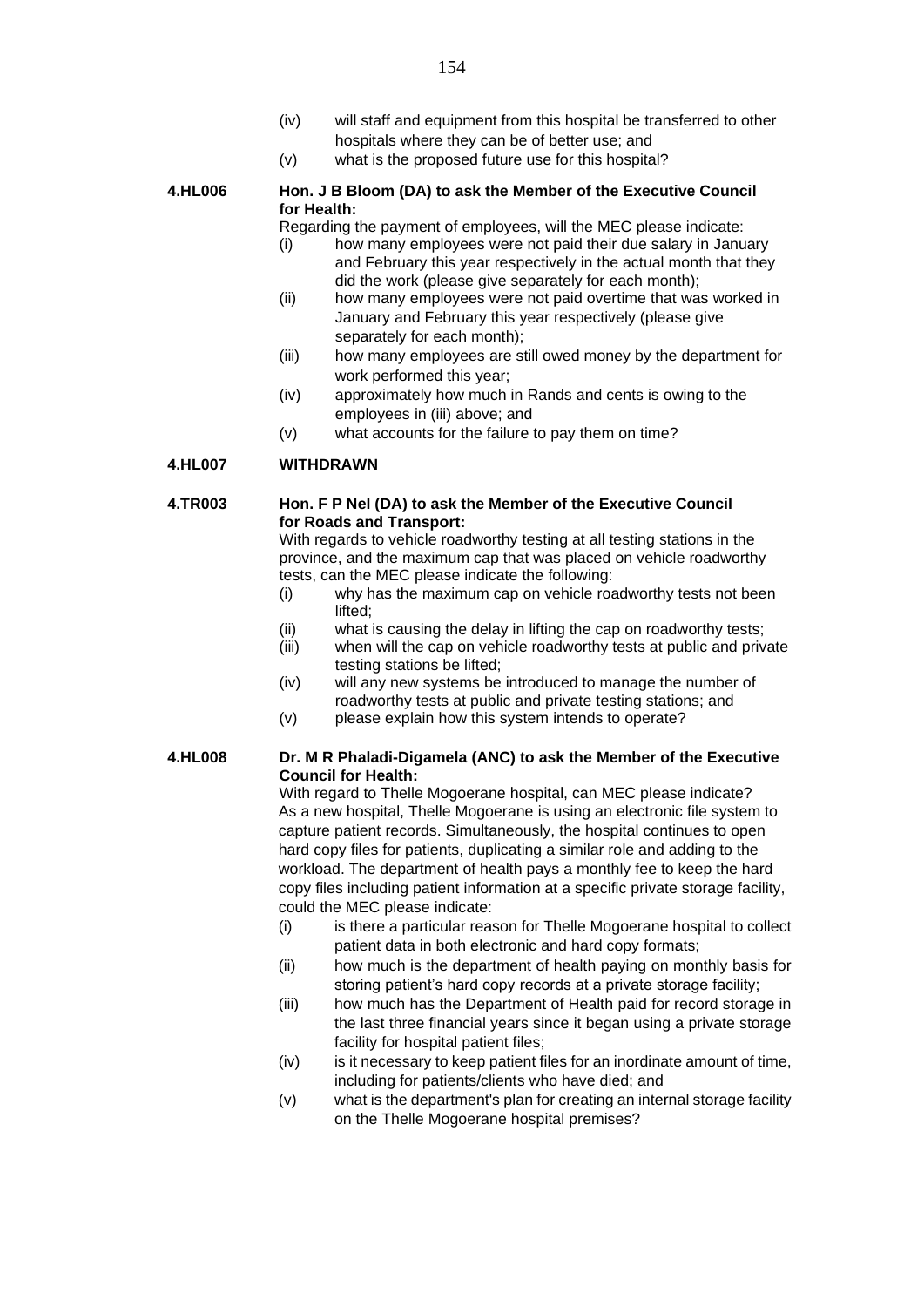(iv) will staff and equipment from this hospital be transferred to other hospitals where they can be of better use; and

(v) what is the proposed future use for this hospital?

**4.HL006** **Hon. J B Bloom (DA) to ask the Member of the Executive Council for Health:**

Regarding the payment of employees, will the MEC please indicate:

(i) how many employees were not paid their due salary in January and February this year respectively in the actual month that they did the work (please give separately for each month);

(ii) how many employees were not paid overtime that was worked in January and February this year respectively (please give separately for each month);

(iii) how many employees are still owed money by the department for work performed this year;

(iv) approximately how much in Rands and cents is owing to the employees in (iii) above; and

(v) what accounts for the failure to pay them on time?

**4.HL007** **WITHDRAWN**

**4.TR003** **Hon. F P Nel (DA) to ask the Member of the Executive Council for Roads and Transport:**

With regards to vehicle roadworthy testing at all testing stations in the province, and the maximum cap that was placed on vehicle roadworthy tests, can the MEC please indicate the following:

(i) why has the maximum cap on vehicle roadworthy tests not been lifted;

(ii) what is causing the delay in lifting the cap on roadworthy tests;

(iii) when will the cap on vehicle roadworthy tests at public and private testing stations be lifted;

(iv) will any new systems be introduced to manage the number of roadworthy tests at public and private testing stations; and

(v) please explain how this system intends to operate?

**4.HL008** **Dr. M R Phaladi-Digamela (ANC) to ask the Member of the Executive Council for Health:**

With regard to Thelle Mogoerane hospital, can MEC please indicate? As a new hospital, Thelle Mogoerane is using an electronic file system to capture patient records. Simultaneously, the hospital continues to open hard copy files for patients, duplicating a similar role and adding to the workload. The department of health pays a monthly fee to keep the hard copy files including patient information at a specific private storage facility, could the MEC please indicate:

(i) is there a particular reason for Thelle Mogoerane hospital to collect patient data in both electronic and hard copy formats;

(ii) how much is the department of health paying on monthly basis for storing patient's hard copy records at a private storage facility;

(iii) how much has the Department of Health paid for record storage in the last three financial years since it began using a private storage facility for hospital patient files;

(iv) is it necessary to keep patient files for an inordinate amount of time, including for patients/clients who have died; and

(v) what is the department's plan for creating an internal storage facility on the Thelle Mogoerane hospital premises?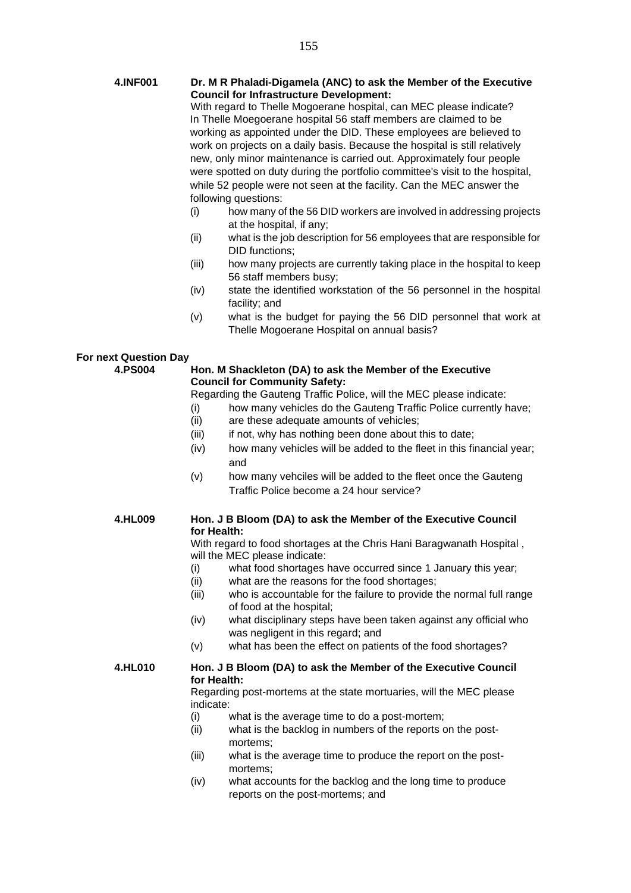**4.INF001** **Dr. M R Phaladi-Digamela (ANC) to ask the Member of the Executive Council for Infrastructure Development:**

With regard to Thelle Mogoerane hospital, can MEC please indicate? In Thelle Moegoerane hospital 56 staff members are claimed to be working as appointed under the DID. These employees are believed to work on projects on a daily basis. Because the hospital is still relatively new, only minor maintenance is carried out. Approximately four people were spotted on duty during the portfolio committee's visit to the hospital, while 52 people were not seen at the facility. Can the MEC answer the following questions:

(i) how many of the 56 DID workers are involved in addressing projects at the hospital, if any;

(ii) what is the job description for 56 employees that are responsible for DID functions;

(iii) how many projects are currently taking place in the hospital to keep 56 staff members busy;

(iv) state the identified workstation of the 56 personnel in the hospital facility; and

(v) what is the budget for paying the 56 DID personnel that work at Thelle Mogoerane Hospital on annual basis?

**For next Question Day**

**4.PS004** **Hon. M Shackleton (DA) to ask the Member of the Executive Council for Community Safety:**

Regarding the Gauteng Traffic Police, will the MEC please indicate:

(i) how many vehicles do the Gauteng Traffic Police currently have;

(ii) are these adequate amounts of vehicles;

(iii) if not, why has nothing been done about this to date;

(iv) how many vehicles will be added to the fleet in this financial year; and

(v) how many vehciles will be added to the fleet once the Gauteng Traffic Police become a 24 hour service?

**4.HL009** **Hon. J B Bloom (DA) to ask the Member of the Executive Council for Health:**

With regard to food shortages at the Chris Hani Baragwanath Hospital , will the MEC please indicate:

(i) what food shortages have occurred since 1 January this year;

(ii) what are the reasons for the food shortages;

(iii) who is accountable for the failure to provide the normal full range of food at the hospital;

(iv) what disciplinary steps have been taken against any official who was negligent in this regard; and

(v) what has been the effect on patients of the food shortages?

**4.HL010** **Hon. J B Bloom (DA) to ask the Member of the Executive Council for Health:**

Regarding post-mortems at the state mortuaries, will the MEC please indicate:

(i) what is the average time to do a post-mortem;

(ii) what is the backlog in numbers of the reports on the post-mortems;

(iii) what is the average time to produce the report on the post-mortems;

(iv) what accounts for the backlog and the long time to produce reports on the post-mortems; and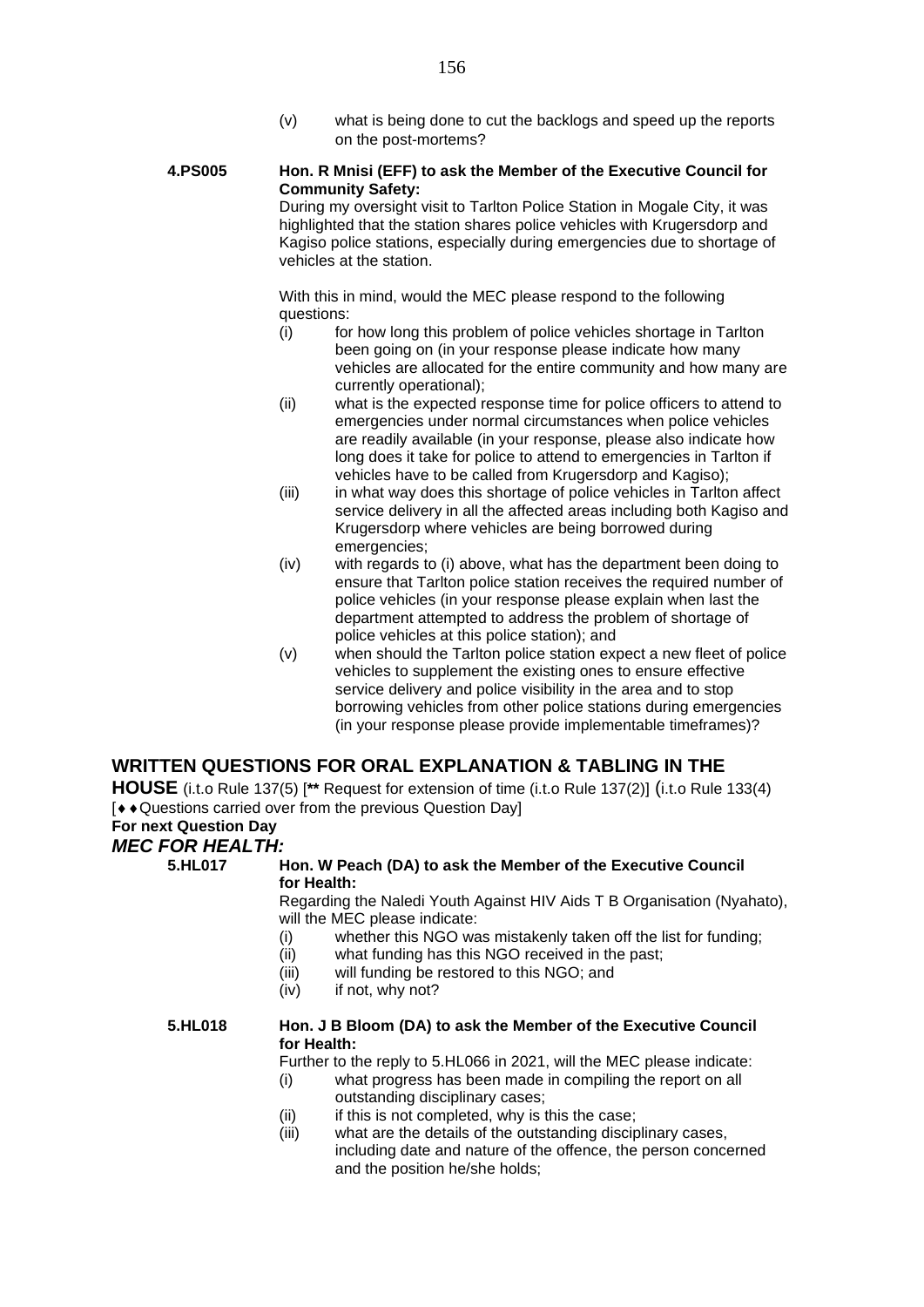(v) what is being done to cut the backlogs and speed up the reports on the post-mortems?

**4.PS005** **Hon. R Mnisi (EFF) to ask the Member of the Executive Council for Community Safety:**

During my oversight visit to Tarlton Police Station in Mogale City, it was highlighted that the station shares police vehicles with Krugersdorp and Kagiso police stations, especially during emergencies due to shortage of vehicles at the station.

With this in mind, would the MEC please respond to the following questions:

(i) for how long this problem of police vehicles shortage in Tarlton been going on (in your response please indicate how many vehicles are allocated for the entire community and how many are currently operational);

(ii) what is the expected response time for police officers to attend to emergencies under normal circumstances when police vehicles are readily available (in your response, please also indicate how long does it take for police to attend to emergencies in Tarlton if vehicles have to be called from Krugersdorp and Kagiso);

(iii) in what way does this shortage of police vehicles in Tarlton affect service delivery in all the affected areas including both Kagiso and Krugersdorp where vehicles are being borrowed during emergencies;

(iv) with regards to (i) above, what has the department been doing to ensure that Tarlton police station receives the required number of police vehicles (in your response please explain when last the department attempted to address the problem of shortage of police vehicles at this police station); and

(v) when should the Tarlton police station expect a new fleet of police vehicles to supplement the existing ones to ensure effective service delivery and police visibility in the area and to stop borrowing vehicles from other police stations during emergencies (in your response please provide implementable timeframes)?

## WRITTEN QUESTIONS FOR ORAL EXPLANATION & TABLING IN THE HOUSE

(i.t.o Rule 137(5) [**** Request for extension of time (i.t.o Rule 137(2)] (i.t.o Rule 133(4) [♦♦Questions carried over from the previous Question Day]

**For next Question Day**

### *MEC FOR HEALTH:*

**5.HL017** **Hon. W Peach (DA) to ask the Member of the Executive Council for Health:**

Regarding the Naledi Youth Against HIV Aids T B Organisation (Nyahato), will the MEC please indicate:

(i) whether this NGO was mistakenly taken off the list for funding;

(ii) what funding has this NGO received in the past;

(iii) will funding be restored to this NGO; and

(iv) if not, why not?

**5.HL018** **Hon. J B Bloom (DA) to ask the Member of the Executive Council for Health:**

Further to the reply to 5.HL066 in 2021, will the MEC please indicate:

(i) what progress has been made in compiling the report on all outstanding disciplinary cases;

(ii) if this is not completed, why is this the case;

(iii) what are the details of the outstanding disciplinary cases, including date and nature of the offence, the person concerned and the position he/she holds;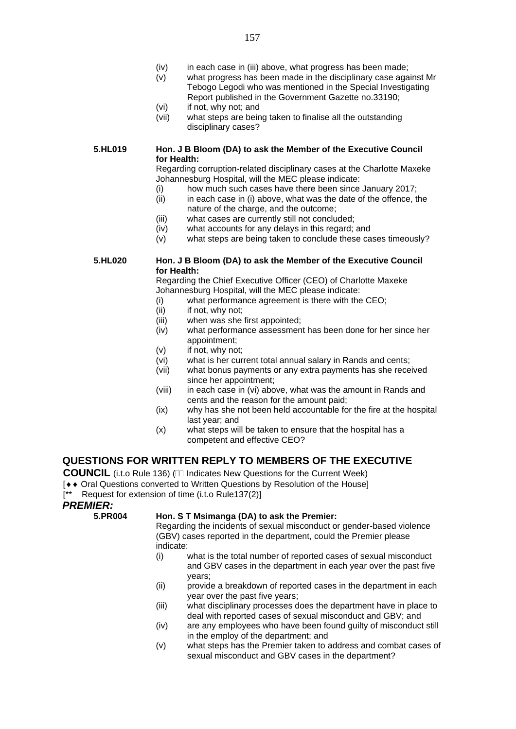- (iv) in each case in (iii) above, what progress has been made;
- (v) what progress has been made in the disciplinary case against Mr Tebogo Legodi who was mentioned in the Special Investigating Report published in the Government Gazette no.33190;
- (vi) if not, why not; and
- (vii) what steps are being taken to finalise all the outstanding disciplinary cases?

**5.HL019** **Hon. J B Bloom (DA) to ask the Member of the Executive Council for Health:**

Regarding corruption-related disciplinary cases at the Charlotte Maxeke Johannesburg Hospital, will the MEC please indicate:

- (i) how much such cases have there been since January 2017;
- (ii) in each case in (i) above, what was the date of the offence, the nature of the charge, and the outcome;
- (iii) what cases are currently still not concluded;
- (iv) what accounts for any delays in this regard; and
- (v) what steps are being taken to conclude these cases timeously?

**5.HL020** **Hon. J B Bloom (DA) to ask the Member of the Executive Council for Health:**

Regarding the Chief Executive Officer (CEO) of Charlotte Maxeke Johannesburg Hospital, will the MEC please indicate:

- (i) what performance agreement is there with the CEO;
- (ii) if not, why not;
- (iii) when was she first appointed;
- (iv) what performance assessment has been done for her since her appointment;
- (v) if not, why not;
- (vi) what is her current total annual salary in Rands and cents;
- (vii) what bonus payments or any extra payments has she received since her appointment;
- (viii) in each case in (vi) above, what was the amount in Rands and cents and the reason for the amount paid;
- (ix) why has she not been held accountable for the fire at the hospital last year; and
- (x) what steps will be taken to ensure that the hospital has a competent and effective CEO?

## QUESTIONS FOR WRITTEN REPLY TO MEMBERS OF THE EXECUTIVE COUNCIL (i.t.o Rule 136) (□□ Indicates New Questions for the Current Week)

[♦♦ Oral Questions converted to Written Questions by Resolution of the House]

[** Request for extension of time (i.t.o Rule137(2)]

### *PREMIER:*

**5.PR004** **Hon. S T Msimanga (DA) to ask the Premier:**

Regarding the incidents of sexual misconduct or gender-based violence (GBV) cases reported in the department, could the Premier please indicate:

- (i) what is the total number of reported cases of sexual misconduct and GBV cases in the department in each year over the past five years;
- (ii) provide a breakdown of reported cases in the department in each year over the past five years;
- (iii) what disciplinary processes does the department have in place to deal with reported cases of sexual misconduct and GBV; and
- (iv) are any employees who have been found guilty of misconduct still in the employ of the department; and
- (v) what steps has the Premier taken to address and combat cases of sexual misconduct and GBV cases in the department?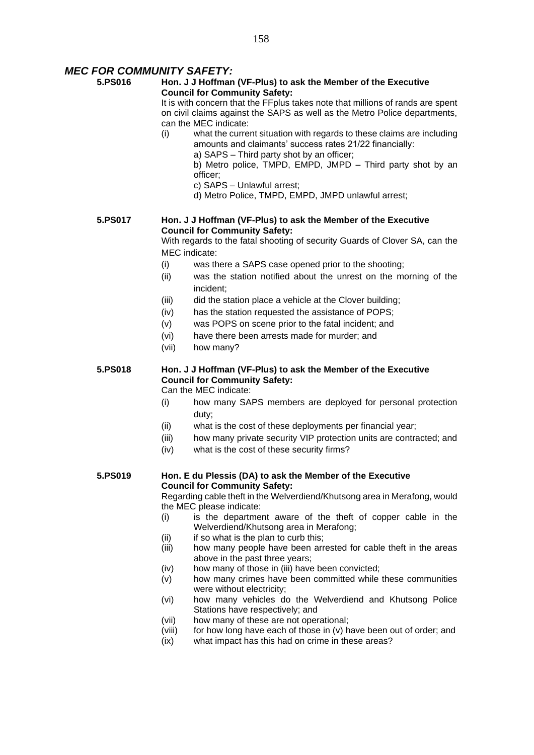## *MEC FOR COMMUNITY SAFETY:*

**5.PS016** **Hon. J J Hoffman (VF-Plus) to ask the Member of the Executive Council for Community Safety:**

It is with concern that the FFplus takes note that millions of rands are spent on civil claims against the SAPS as well as the Metro Police departments, can the MEC indicate:

(i) what the current situation with regards to these claims are including amounts and claimants' success rates 21/22 financially:
   a) SAPS – Third party shot by an officer;
   b) Metro police, TMPD, EMPD, JMPD – Third party shot by an officer;
   c) SAPS – Unlawful arrest;
   d) Metro Police, TMPD, EMPD, JMPD unlawful arrest;

**5.PS017** **Hon. J J Hoffman (VF-Plus) to ask the Member of the Executive Council for Community Safety:**

With regards to the fatal shooting of security Guards of Clover SA, can the MEC indicate:

(i) was there a SAPS case opened prior to the shooting;
(ii) was the station notified about the unrest on the morning of the incident;
(iii) did the station place a vehicle at the Clover building;
(iv) has the station requested the assistance of POPS;
(v) was POPS on scene prior to the fatal incident; and
(vi) have there been arrests made for murder; and
(vii) how many?

**5.PS018** **Hon. J J Hoffman (VF-Plus) to ask the Member of the Executive Council for Community Safety:**

Can the MEC indicate:

(i) how many SAPS members are deployed for personal protection duty;
(ii) what is the cost of these deployments per financial year;
(iii) how many private security VIP protection units are contracted; and
(iv) what is the cost of these security firms?

**5.PS019** **Hon. E du Plessis (DA) to ask the Member of the Executive Council for Community Safety:**

Regarding cable theft in the Welverdiend/Khutsong area in Merafong, would the MEC please indicate:

(i) is the department aware of the theft of copper cable in the Welverdiend/Khutsong area in Merafong;
(ii) if so what is the plan to curb this;
(iii) how many people have been arrested for cable theft in the areas above in the past three years;
(iv) how many of those in (iii) have been convicted;
(v) how many crimes have been committed while these communities were without electricity;
(vi) how many vehicles do the Welverdiend and Khutsong Police Stations have respectively; and
(vii) how many of these are not operational;
(viii) for how long have each of those in (v) have been out of order; and
(ix) what impact has this had on crime in these areas?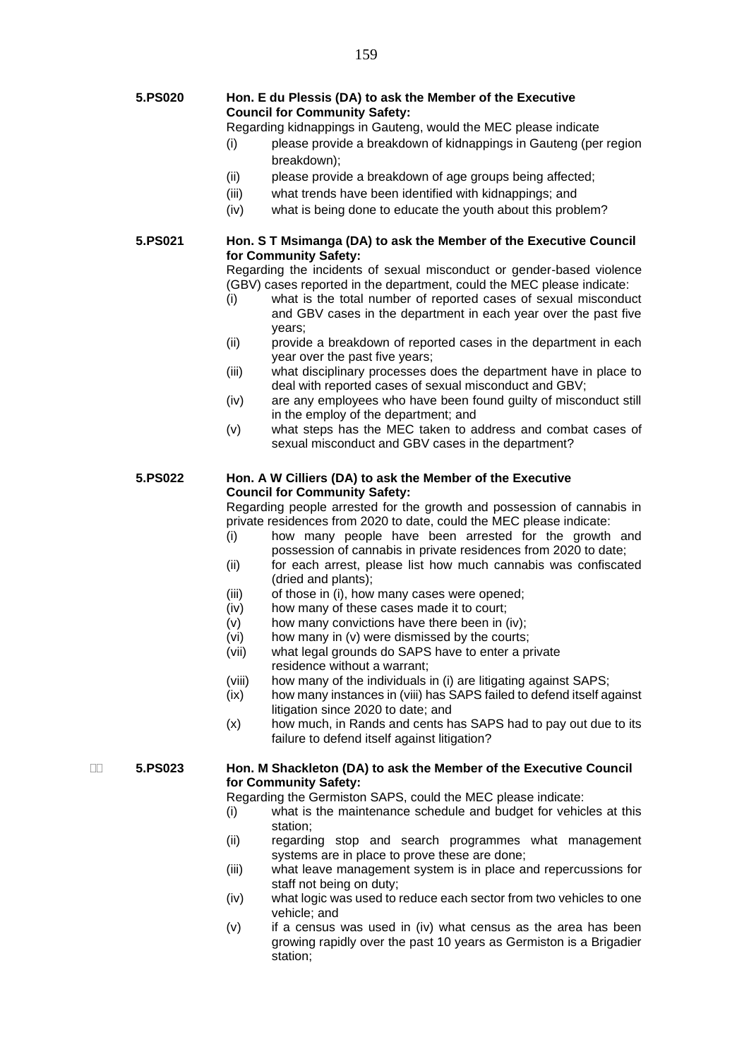**5.PS020** **Hon. E du Plessis (DA) to ask the Member of the Executive Council for Community Safety:**

Regarding kidnappings in Gauteng, would the MEC please indicate

(i) please provide a breakdown of kidnappings in Gauteng (per region breakdown);
(ii) please provide a breakdown of age groups being affected;
(iii) what trends have been identified with kidnappings; and
(iv) what is being done to educate the youth about this problem?

**5.PS021** **Hon. S T Msimanga (DA) to ask the Member of the Executive Council for Community Safety:**

Regarding the incidents of sexual misconduct or gender-based violence (GBV) cases reported in the department, could the MEC please indicate:

(i) what is the total number of reported cases of sexual misconduct and GBV cases in the department in each year over the past five years;
(ii) provide a breakdown of reported cases in the department in each year over the past five years;
(iii) what disciplinary processes does the department have in place to deal with reported cases of sexual misconduct and GBV;
(iv) are any employees who have been found guilty of misconduct still in the employ of the department; and
(v) what steps has the MEC taken to address and combat cases of sexual misconduct and GBV cases in the department?

**5.PS022** **Hon. A W Cilliers (DA) to ask the Member of the Executive Council for Community Safety:**

Regarding people arrested for the growth and possession of cannabis in private residences from 2020 to date, could the MEC please indicate:

(i) how many people have been arrested for the growth and possession of cannabis in private residences from 2020 to date;
(ii) for each arrest, please list how much cannabis was confiscated (dried and plants);
(iii) of those in (i), how many cases were opened;
(iv) how many of these cases made it to court;
(v) how many convictions have there been in (iv);
(vi) how many in (v) were dismissed by the courts;
(vii) what legal grounds do SAPS have to enter a private residence without a warrant;
(viii) how many of the individuals in (i) are litigating against SAPS;
(ix) how many instances in (viii) has SAPS failed to defend itself against litigation since 2020 to date; and
(x) how much, in Rands and cents has SAPS had to pay out due to its failure to defend itself against litigation?

**5.PS023** **Hon. M Shackleton (DA) to ask the Member of the Executive Council for Community Safety:**

Regarding the Germiston SAPS, could the MEC please indicate:

(i) what is the maintenance schedule and budget for vehicles at this station;
(ii) regarding stop and search programmes what management systems are in place to prove these are done;
(iii) what leave management system is in place and repercussions for staff not being on duty;
(iv) what logic was used to reduce each sector from two vehicles to one vehicle; and
(v) if a census was used in (iv) what census as the area has been growing rapidly over the past 10 years as Germiston is a Brigadier station;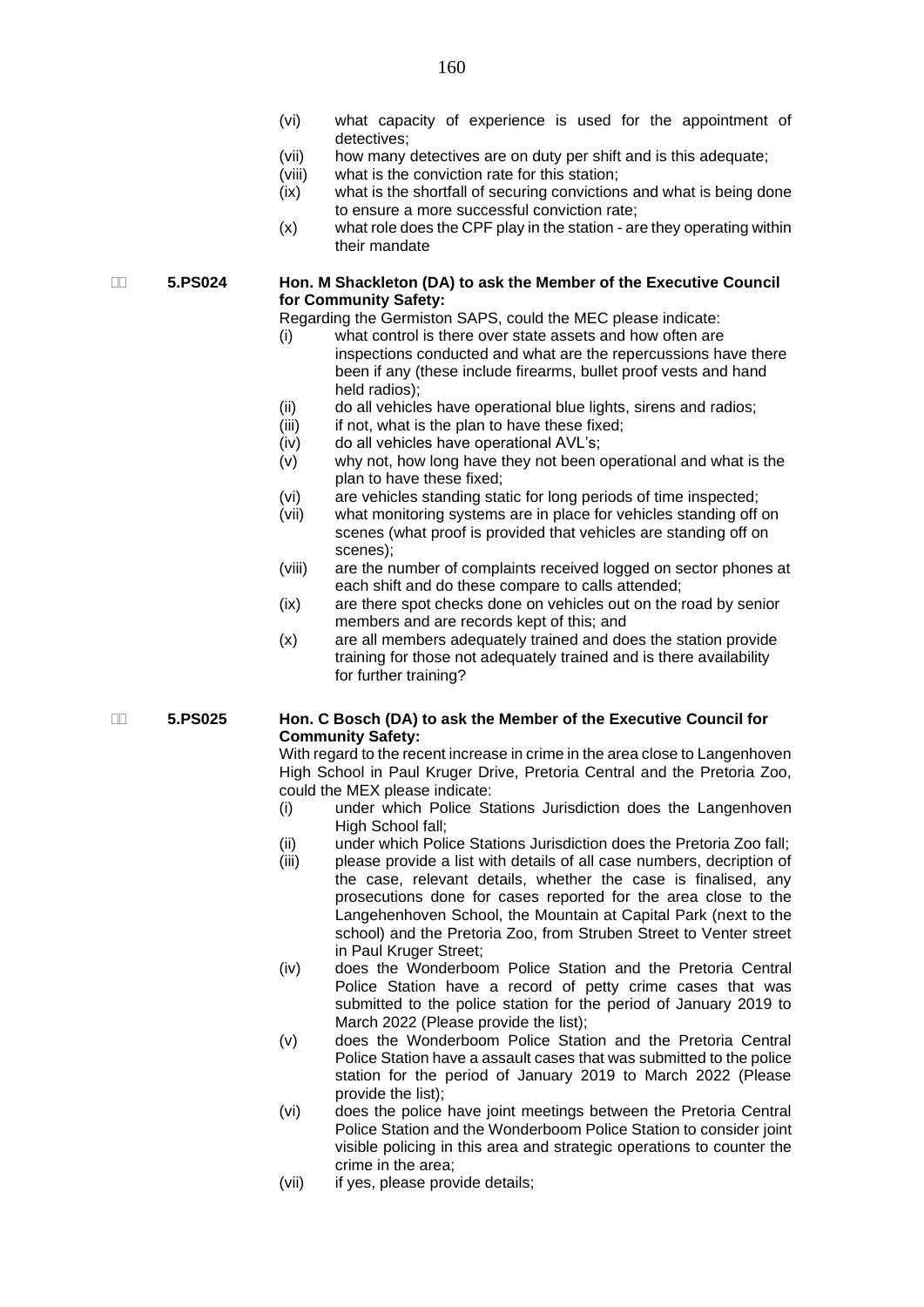(vi) what capacity of experience is used for the appointment of detectives;

(vii) how many detectives are on duty per shift and is this adequate;

(viii) what is the conviction rate for this station;

(ix) what is the shortfall of securing convictions and what is being done to ensure a more successful conviction rate;

(x) what role does the CPF play in the station - are they operating within their mandate

**5.PS024 Hon. M Shackleton (DA) to ask the Member of the Executive Council for Community Safety:**

Regarding the Germiston SAPS, could the MEC please indicate:

(i) what control is there over state assets and how often are inspections conducted and what are the repercussions have there been if any (these include firearms, bullet proof vests and hand held radios);

(ii) do all vehicles have operational blue lights, sirens and radios;

(iii) if not, what is the plan to have these fixed;

(iv) do all vehicles have operational AVL's;

(v) why not, how long have they not been operational and what is the plan to have these fixed;

(vi) are vehicles standing static for long periods of time inspected;

(vii) what monitoring systems are in place for vehicles standing off on scenes (what proof is provided that vehicles are standing off on scenes);

(viii) are the number of complaints received logged on sector phones at each shift and do these compare to calls attended;

(ix) are there spot checks done on vehicles out on the road by senior members and are records kept of this; and

(x) are all members adequately trained and does the station provide training for those not adequately trained and is there availability for further training?

**5.PS025 Hon. C Bosch (DA) to ask the Member of the Executive Council for Community Safety:**

With regard to the recent increase in crime in the area close to Langenhoven High School in Paul Kruger Drive, Pretoria Central and the Pretoria Zoo, could the MEX please indicate:

(i) under which Police Stations Jurisdiction does the Langenhoven High School fall;

(ii) under which Police Stations Jurisdiction does the Pretoria Zoo fall;

(iii) please provide a list with details of all case numbers, decription of the case, relevant details, whether the case is finalised, any prosecutions done for cases reported for the area close to the Langehenhoven School, the Mountain at Capital Park (next to the school) and the Pretoria Zoo, from Struben Street to Venter street in Paul Kruger Street;

(iv) does the Wonderboom Police Station and the Pretoria Central Police Station have a record of petty crime cases that was submitted to the police station for the period of January 2019 to March 2022 (Please provide the list);

(v) does the Wonderboom Police Station and the Pretoria Central Police Station have a assault cases that was submitted to the police station for the period of January 2019 to March 2022 (Please provide the list);

(vi) does the police have joint meetings between the Pretoria Central Police Station and the Wonderboom Police Station to consider joint visible policing in this area and strategic operations to counter the crime in the area;

(vii) if yes, please provide details;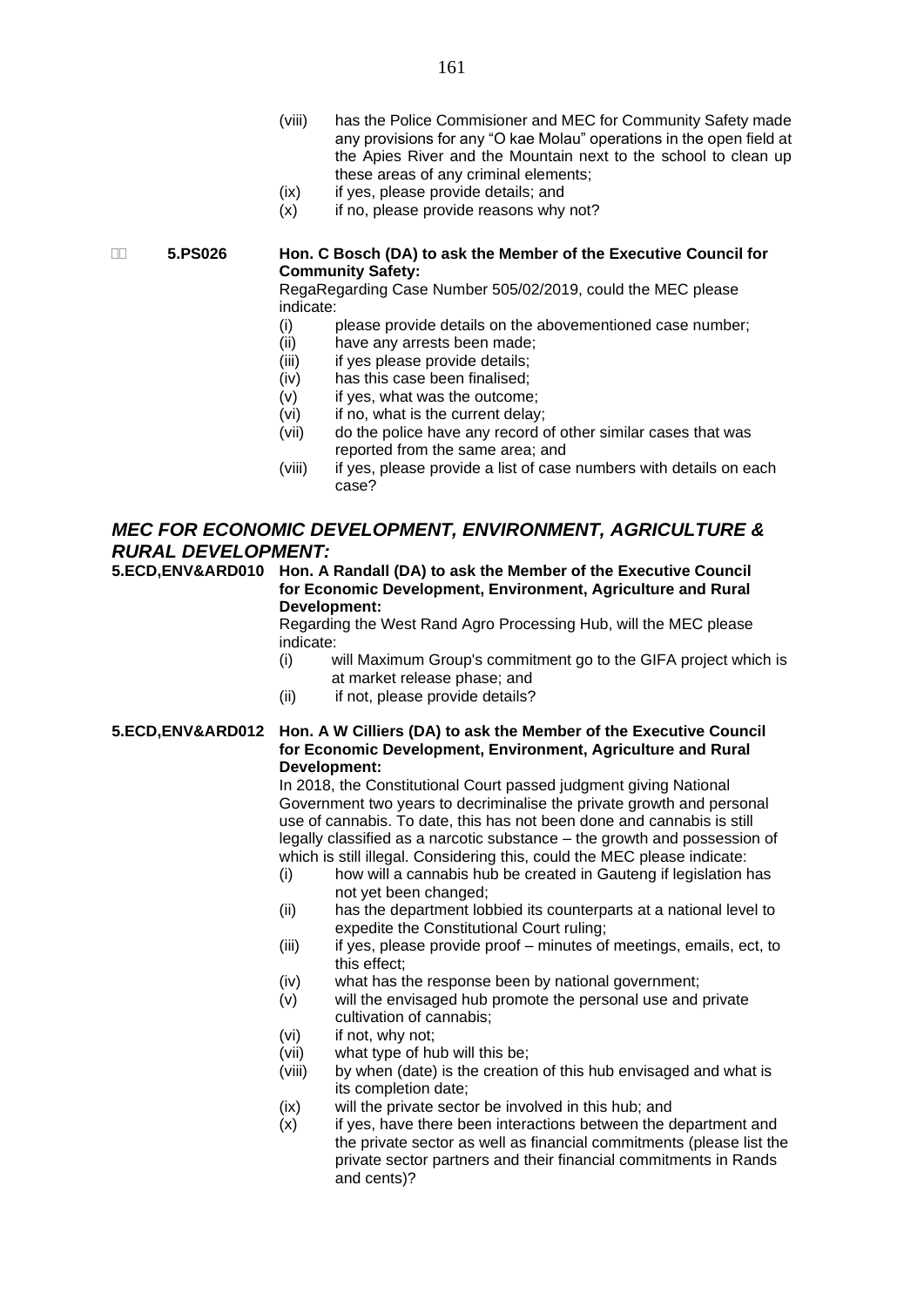(viii) has the Police Commisioner and MEC for Community Safety made any provisions for any "O kae Molau" operations in the open field at the Apies River and the Mountain next to the school to clean up these areas of any criminal elements;

(ix) if yes, please provide details; and

(x) if no, please provide reasons why not?

**5.PS026** **Hon. C Bosch (DA) to ask the Member of the Executive Council for Community Safety:**

RegaRegarding Case Number 505/02/2019, could the MEC please indicate:

(i) please provide details on the abovementioned case number;

(ii) have any arrests been made;

(iii) if yes please provide details;

(iv) has this case been finalised;

(v) if yes, what was the outcome;

(vi) if no, what is the current delay;

(vii) do the police have any record of other similar cases that was reported from the same area; and

(viii) if yes, please provide a list of case numbers with details on each case?

## *MEC FOR ECONOMIC DEVELOPMENT, ENVIRONMENT, AGRICULTURE & RURAL DEVELOPMENT:*

**5.ECD,ENV&ARD010** **Hon. A Randall (DA) to ask the Member of the Executive Council for Economic Development, Environment, Agriculture and Rural Development:**

Regarding the West Rand Agro Processing Hub, will the MEC please indicate:

(i) will Maximum Group's commitment go to the GIFA project which is at market release phase; and

(ii) if not, please provide details?

**5.ECD,ENV&ARD012** **Hon. A W Cilliers (DA) to ask the Member of the Executive Council for Economic Development, Environment, Agriculture and Rural Development:**

In 2018, the Constitutional Court passed judgment giving National Government two years to decriminalise the private growth and personal use of cannabis. To date, this has not been done and cannabis is still legally classified as a narcotic substance – the growth and possession of which is still illegal. Considering this, could the MEC please indicate:

(i) how will a cannabis hub be created in Gauteng if legislation has not yet been changed;

(ii) has the department lobbied its counterparts at a national level to expedite the Constitutional Court ruling;

(iii) if yes, please provide proof – minutes of meetings, emails, ect, to this effect;

(iv) what has the response been by national government;

(v) will the envisaged hub promote the personal use and private cultivation of cannabis;

(vi) if not, why not;

(vii) what type of hub will this be;

(viii) by when (date) is the creation of this hub envisaged and what is its completion date;

(ix) will the private sector be involved in this hub; and

(x) if yes, have there been interactions between the department and the private sector as well as financial commitments (please list the private sector partners and their financial commitments in Rands and cents)?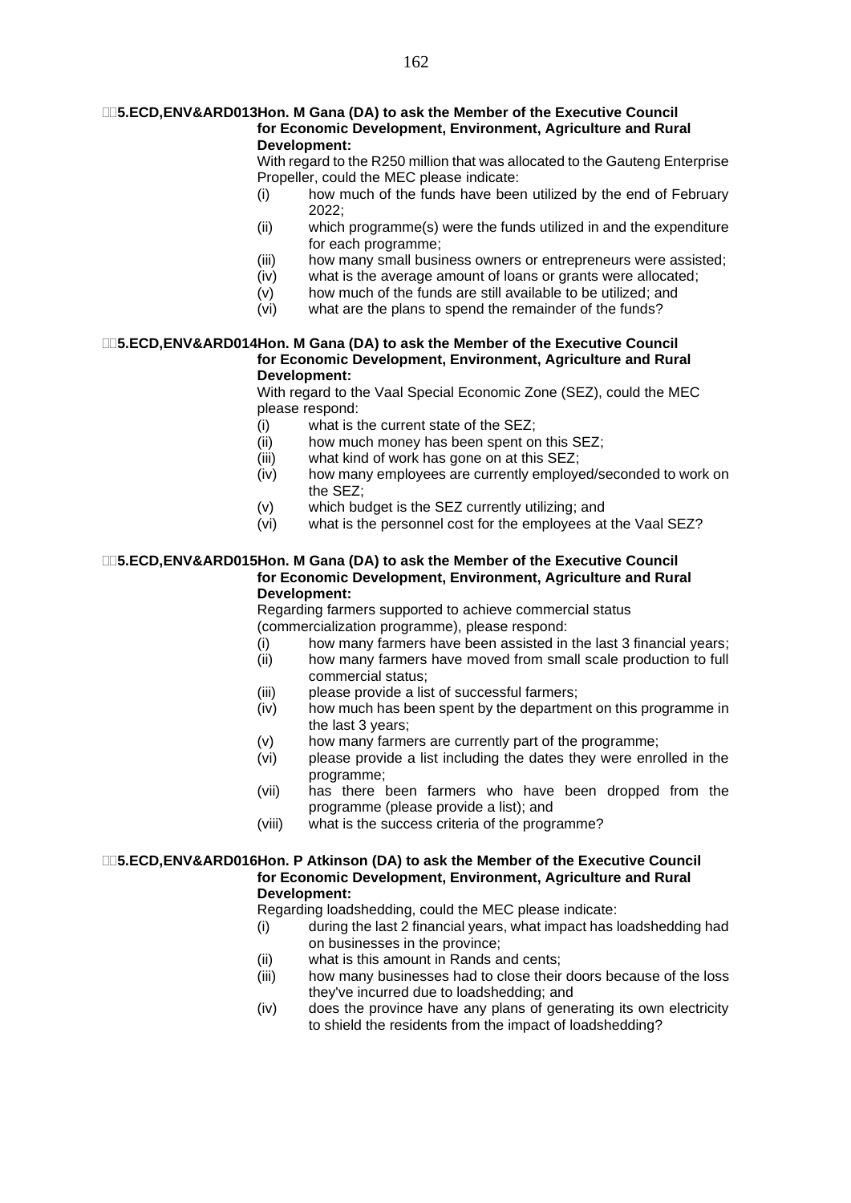**5.ECD,ENV&ARD013 Hon. M Gana (DA) to ask the Member of the Executive Council for Economic Development, Environment, Agriculture and Rural Development:**

With regard to the R250 million that was allocated to the Gauteng Enterprise Propeller, could the MEC please indicate:

- (i) how much of the funds have been utilized by the end of February 2022;
- (ii) which programme(s) were the funds utilized in and the expenditure for each programme;
- (iii) how many small business owners or entrepreneurs were assisted;
- (iv) what is the average amount of loans or grants were allocated;
- (v) how much of the funds are still available to be utilized; and
- (vi) what are the plans to spend the remainder of the funds?

**5.ECD,ENV&ARD014 Hon. M Gana (DA) to ask the Member of the Executive Council for Economic Development, Environment, Agriculture and Rural Development:**

With regard to the Vaal Special Economic Zone (SEZ), could the MEC please respond:

- (i) what is the current state of the SEZ;
- (ii) how much money has been spent on this SEZ;
- (iii) what kind of work has gone on at this SEZ;
- (iv) how many employees are currently employed/seconded to work on the SEZ;
- (v) which budget is the SEZ currently utilizing; and
- (vi) what is the personnel cost for the employees at the Vaal SEZ?

**5.ECD,ENV&ARD015 Hon. M Gana (DA) to ask the Member of the Executive Council for Economic Development, Environment, Agriculture and Rural Development:**

Regarding farmers supported to achieve commercial status (commercialization programme), please respond:

- (i) how many farmers have been assisted in the last 3 financial years;
- (ii) how many farmers have moved from small scale production to full commercial status;
- (iii) please provide a list of successful farmers;
- (iv) how much has been spent by the department on this programme in the last 3 years;
- (v) how many farmers are currently part of the programme;
- (vi) please provide a list including the dates they were enrolled in the programme;
- (vii) has there been farmers who have been dropped from the programme (please provide a list); and
- (viii) what is the success criteria of the programme?

**5.ECD,ENV&ARD016 Hon. P Atkinson (DA) to ask the Member of the Executive Council for Economic Development, Environment, Agriculture and Rural Development:**

Regarding loadshedding, could the MEC please indicate:

- (i) during the last 2 financial years, what impact has loadshedding had on businesses in the province;
- (ii) what is this amount in Rands and cents;
- (iii) how many businesses had to close their doors because of the loss they've incurred due to loadshedding; and
- (iv) does the province have any plans of generating its own electricity to shield the residents from the impact of loadshedding?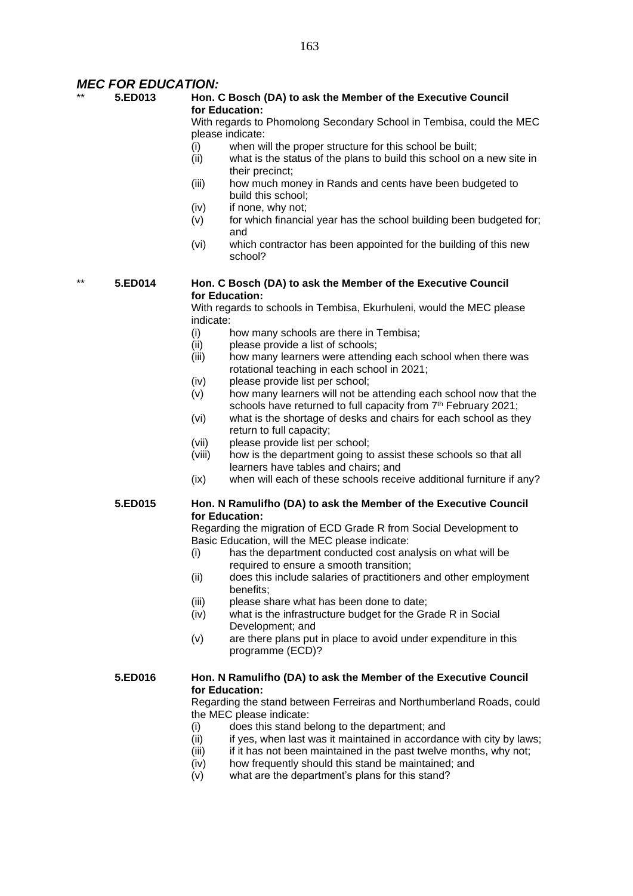## *MEC FOR EDUCATION:*

** **5.ED013** **Hon. C Bosch (DA) to ask the Member of the Executive Council for Education:**

With regards to Phomolong Secondary School in Tembisa, could the MEC please indicate:

- (i) when will the proper structure for this school be built;
- (ii) what is the status of the plans to build this school on a new site in their precinct;
- (iii) how much money in Rands and cents have been budgeted to build this school;
- (iv) if none, why not;
- (v) for which financial year has the school building been budgeted for; and
- (vi) which contractor has been appointed for the building of this new school?

** **5.ED014** **Hon. C Bosch (DA) to ask the Member of the Executive Council for Education:**

With regards to schools in Tembisa, Ekurhuleni, would the MEC please indicate:

- (i) how many schools are there in Tembisa;
- (ii) please provide a list of schools;
- (iii) how many learners were attending each school when there was rotational teaching in each school in 2021;
- (iv) please provide list per school;
- (v) how many learners will not be attending each school now that the schools have returned to full capacity from 7th February 2021;
- (vi) what is the shortage of desks and chairs for each school as they return to full capacity;
- (vii) please provide list per school;
- (viii) how is the department going to assist these schools so that all learners have tables and chairs; and
- (ix) when will each of these schools receive additional furniture if any?

**5.ED015** **Hon. N Ramulifho (DA) to ask the Member of the Executive Council for Education:**

Regarding the migration of ECD Grade R from Social Development to Basic Education, will the MEC please indicate:

- (i) has the department conducted cost analysis on what will be required to ensure a smooth transition;
- (ii) does this include salaries of practitioners and other employment benefits;
- (iii) please share what has been done to date;
- (iv) what is the infrastructure budget for the Grade R in Social Development; and
- (v) are there plans put in place to avoid under expenditure in this programme (ECD)?

**5.ED016** **Hon. N Ramulifho (DA) to ask the Member of the Executive Council for Education:**

Regarding the stand between Ferreiras and Northumberland Roads, could the MEC please indicate:

- (i) does this stand belong to the department; and
- (ii) if yes, when last was it maintained in accordance with city by laws;
- (iii) if it has not been maintained in the past twelve months, why not;
- (iv) how frequently should this stand be maintained; and
- (v) what are the department's plans for this stand?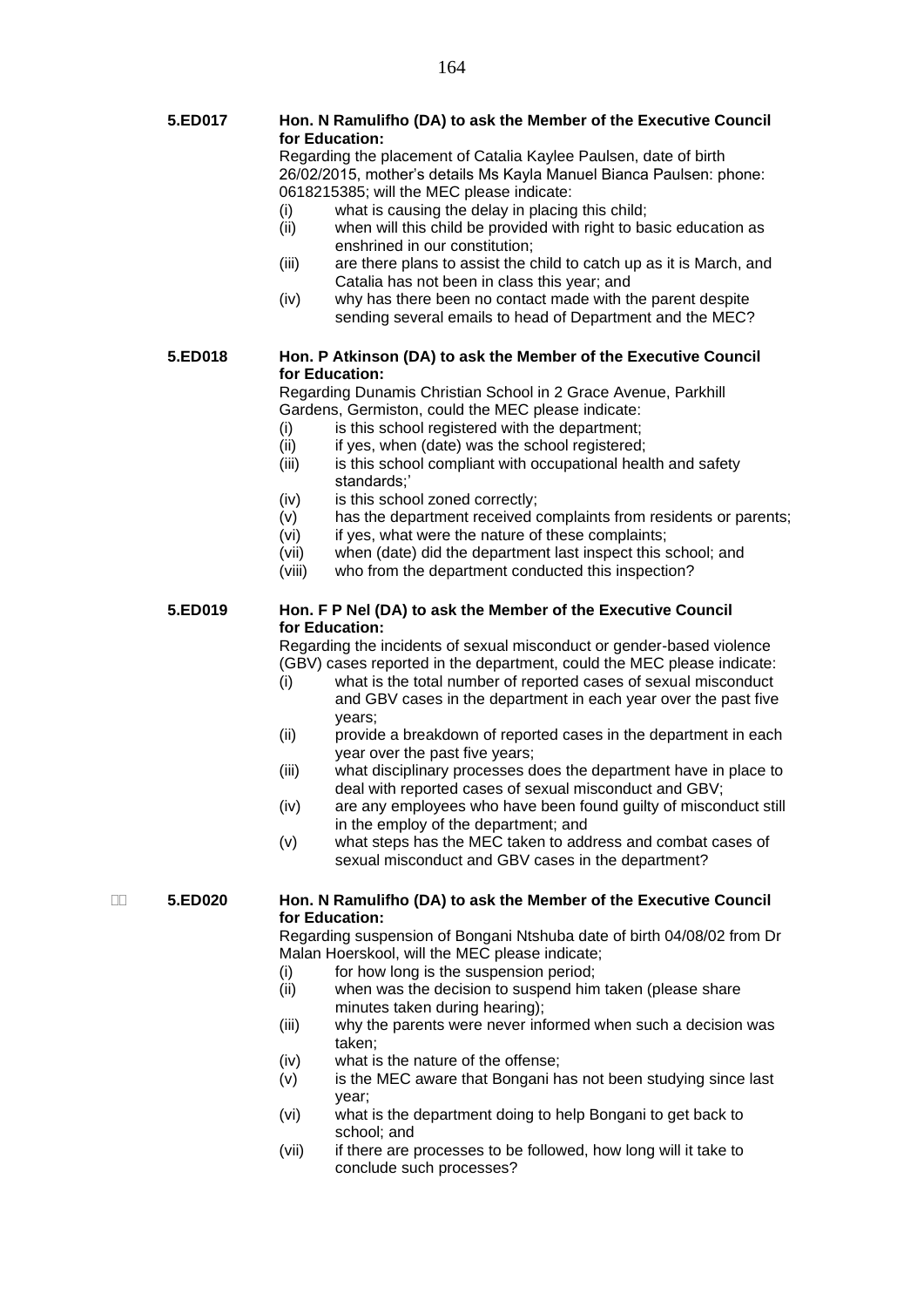**5.ED017** **Hon. N Ramulifho (DA) to ask the Member of the Executive Council for Education:**

Regarding the placement of Catalia Kaylee Paulsen, date of birth 26/02/2015, mother's details Ms Kayla Manuel Bianca Paulsen: phone: 0618215385; will the MEC please indicate:

- (i) what is causing the delay in placing this child;
- (ii) when will this child be provided with right to basic education as enshrined in our constitution;
- (iii) are there plans to assist the child to catch up as it is March, and Catalia has not been in class this year; and
- (iv) why has there been no contact made with the parent despite sending several emails to head of Department and the MEC?

**5.ED018** **Hon. P Atkinson (DA) to ask the Member of the Executive Council for Education:**

Regarding Dunamis Christian School in 2 Grace Avenue, Parkhill Gardens, Germiston, could the MEC please indicate:

- (i) is this school registered with the department;
- (ii) if yes, when (date) was the school registered;
- (iii) is this school compliant with occupational health and safety standards;'
- (iv) is this school zoned correctly;
- (v) has the department received complaints from residents or parents;
- (vi) if yes, what were the nature of these complaints;
- (vii) when (date) did the department last inspect this school; and
- (viii) who from the department conducted this inspection?

**5.ED019** **Hon. F P Nel (DA) to ask the Member of the Executive Council for Education:**

Regarding the incidents of sexual misconduct or gender-based violence (GBV) cases reported in the department, could the MEC please indicate:

- (i) what is the total number of reported cases of sexual misconduct and GBV cases in the department in each year over the past five years;
- (ii) provide a breakdown of reported cases in the department in each year over the past five years;
- (iii) what disciplinary processes does the department have in place to deal with reported cases of sexual misconduct and GBV;
- (iv) are any employees who have been found guilty of misconduct still in the employ of the department; and
- (v) what steps has the MEC taken to address and combat cases of sexual misconduct and GBV cases in the department?

**5.ED020** **Hon. N Ramulifho (DA) to ask the Member of the Executive Council for Education:**

Regarding suspension of Bongani Ntshuba date of birth 04/08/02 from Dr Malan Hoerskool, will the MEC please indicate;

- (i) for how long is the suspension period;
- (ii) when was the decision to suspend him taken (please share minutes taken during hearing);
- (iii) why the parents were never informed when such a decision was taken;
- (iv) what is the nature of the offense;
- (v) is the MEC aware that Bongani has not been studying since last year;
- (vi) what is the department doing to help Bongani to get back to school; and
- (vii) if there are processes to be followed, how long will it take to conclude such processes?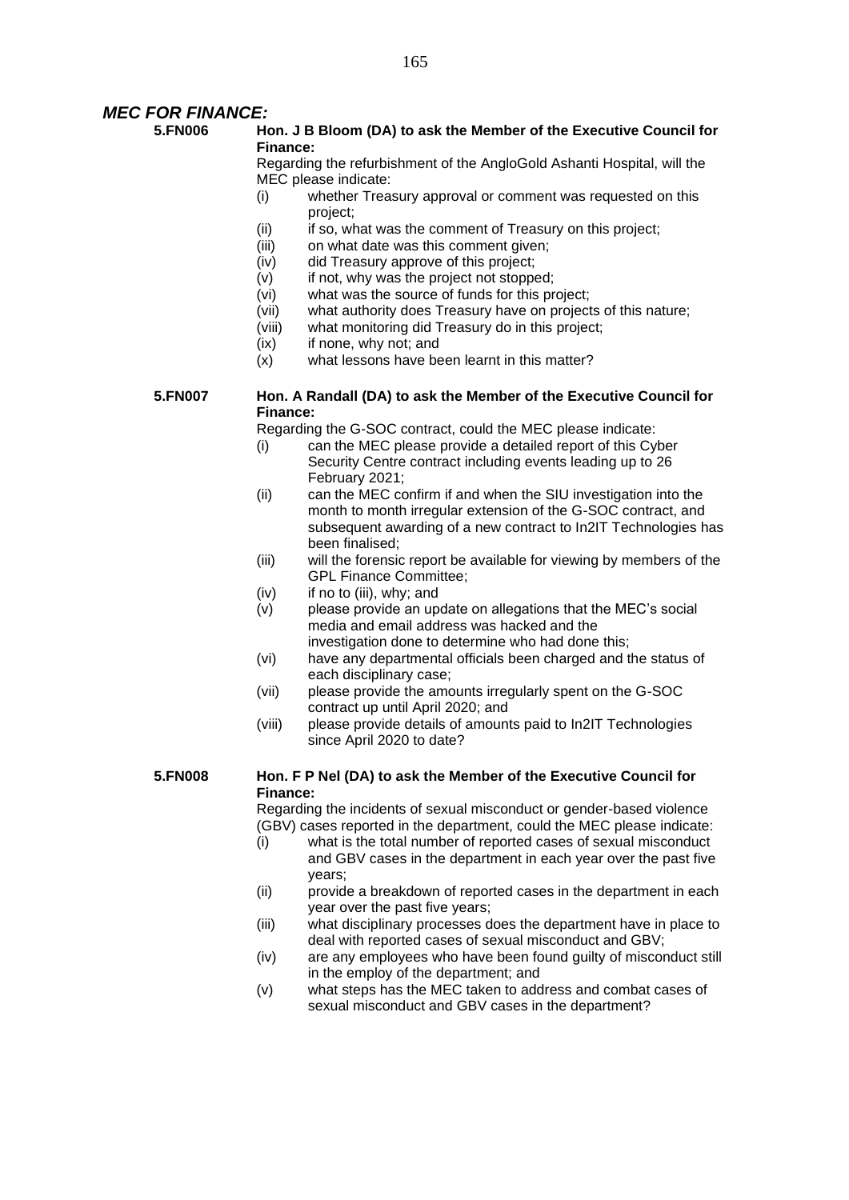## *MEC FOR FINANCE:*

**5.FN006** **Hon. J B Bloom (DA) to ask the Member of the Executive Council for Finance:**

Regarding the refurbishment of the AngloGold Ashanti Hospital, will the MEC please indicate:

- (i) whether Treasury approval or comment was requested on this project;
- (ii) if so, what was the comment of Treasury on this project;
- (iii) on what date was this comment given;
- (iv) did Treasury approve of this project;
- (v) if not, why was the project not stopped;
- (vi) what was the source of funds for this project;
- (vii) what authority does Treasury have on projects of this nature;
- (viii) what monitoring did Treasury do in this project;
- (ix) if none, why not; and
- (x) what lessons have been learnt in this matter?

**5.FN007** **Hon. A Randall (DA) to ask the Member of the Executive Council for Finance:**

Regarding the G-SOC contract, could the MEC please indicate:

- (i) can the MEC please provide a detailed report of this Cyber Security Centre contract including events leading up to 26 February 2021;
- (ii) can the MEC confirm if and when the SIU investigation into the month to month irregular extension of the G-SOC contract, and subsequent awarding of a new contract to In2IT Technologies has been finalised;
- (iii) will the forensic report be available for viewing by members of the GPL Finance Committee;
- (iv) if no to (iii), why; and
- (v) please provide an update on allegations that the MEC's social media and email address was hacked and the investigation done to determine who had done this;
- (vi) have any departmental officials been charged and the status of each disciplinary case;
- (vii) please provide the amounts irregularly spent on the G-SOC contract up until April 2020; and
- (viii) please provide details of amounts paid to In2IT Technologies since April 2020 to date?

**5.FN008** **Hon. F P Nel (DA) to ask the Member of the Executive Council for Finance:**

Regarding the incidents of sexual misconduct or gender-based violence (GBV) cases reported in the department, could the MEC please indicate:

- (i) what is the total number of reported cases of sexual misconduct and GBV cases in the department in each year over the past five years;
- (ii) provide a breakdown of reported cases in the department in each year over the past five years;
- (iii) what disciplinary processes does the department have in place to deal with reported cases of sexual misconduct and GBV;
- (iv) are any employees who have been found guilty of misconduct still in the employ of the department; and
- (v) what steps has the MEC taken to address and combat cases of sexual misconduct and GBV cases in the department?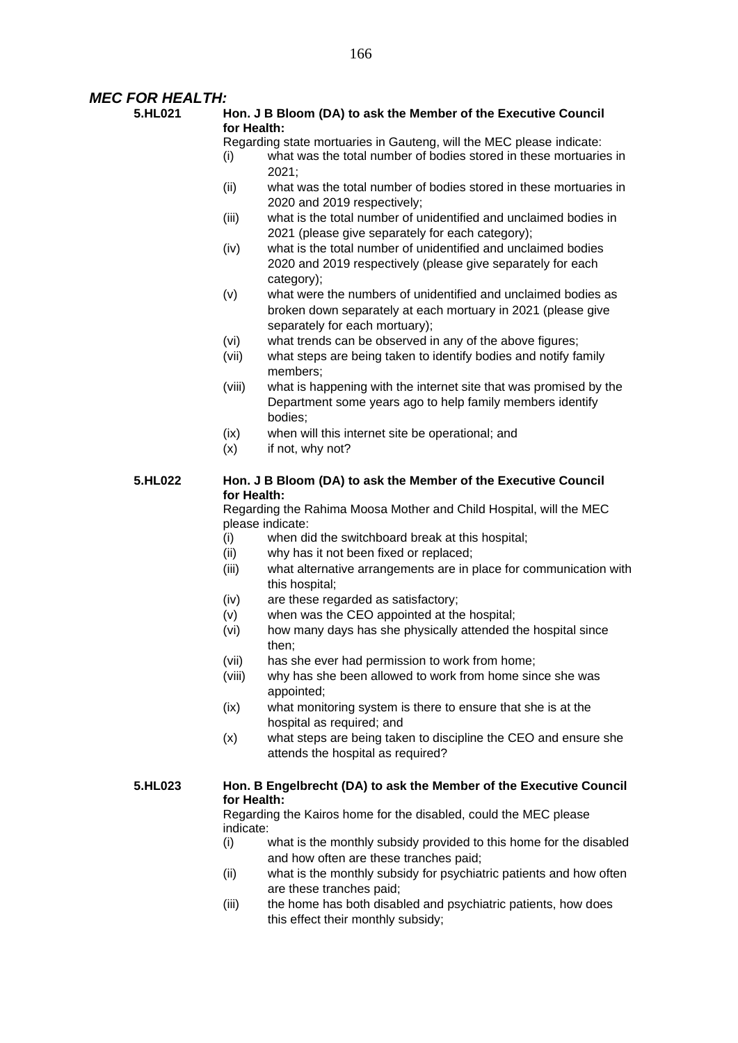## *MEC FOR HEALTH:*

**5.HL021** **Hon. J B Bloom (DA) to ask the Member of the Executive Council for Health:**

Regarding state mortuaries in Gauteng, will the MEC please indicate:

- (i) what was the total number of bodies stored in these mortuaries in 2021;
- (ii) what was the total number of bodies stored in these mortuaries in 2020 and 2019 respectively;
- (iii) what is the total number of unidentified and unclaimed bodies in 2021 (please give separately for each category);
- (iv) what is the total number of unidentified and unclaimed bodies 2020 and 2019 respectively (please give separately for each category);
- (v) what were the numbers of unidentified and unclaimed bodies as broken down separately at each mortuary in 2021 (please give separately for each mortuary);
- (vi) what trends can be observed in any of the above figures;
- (vii) what steps are being taken to identify bodies and notify family members;
- (viii) what is happening with the internet site that was promised by the Department some years ago to help family members identify bodies;
- (ix) when will this internet site be operational; and
- (x) if not, why not?

**5.HL022** **Hon. J B Bloom (DA) to ask the Member of the Executive Council for Health:**

Regarding the Rahima Moosa Mother and Child Hospital, will the MEC please indicate:

- (i) when did the switchboard break at this hospital;
- (ii) why has it not been fixed or replaced;
- (iii) what alternative arrangements are in place for communication with this hospital;
- (iv) are these regarded as satisfactory;
- (v) when was the CEO appointed at the hospital;
- (vi) how many days has she physically attended the hospital since then;
- (vii) has she ever had permission to work from home;
- (viii) why has she been allowed to work from home since she was appointed;
- (ix) what monitoring system is there to ensure that she is at the hospital as required; and
- (x) what steps are being taken to discipline the CEO and ensure she attends the hospital as required?

**5.HL023** **Hon. B Engelbrecht (DA) to ask the Member of the Executive Council for Health:**

Regarding the Kairos home for the disabled, could the MEC please indicate:

- (i) what is the monthly subsidy provided to this home for the disabled and how often are these tranches paid;
- (ii) what is the monthly subsidy for psychiatric patients and how often are these tranches paid;
- (iii) the home has both disabled and psychiatric patients, how does this effect their monthly subsidy;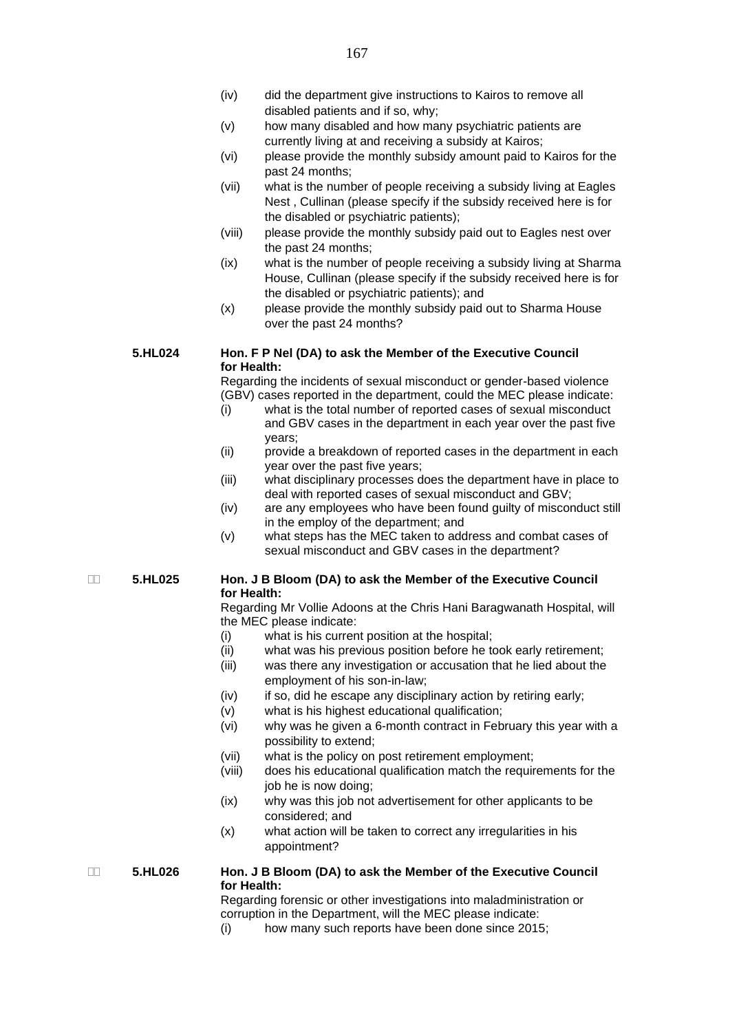(iv) did the department give instructions to Kairos to remove all disabled patients and if so, why;

(v) how many disabled and how many psychiatric patients are currently living at and receiving a subsidy at Kairos;

(vi) please provide the monthly subsidy amount paid to Kairos for the past 24 months;

(vii) what is the number of people receiving a subsidy living at Eagles Nest , Cullinan (please specify if the subsidy received here is for the disabled or psychiatric patients);

(viii) please provide the monthly subsidy paid out to Eagles nest over the past 24 months;

(ix) what is the number of people receiving a subsidy living at Sharma House, Cullinan (please specify if the subsidy received here is for the disabled or psychiatric patients); and

(x) please provide the monthly subsidy paid out to Sharma House over the past 24 months?

**5.HL024 Hon. F P Nel (DA) to ask the Member of the Executive Council for Health:**

Regarding the incidents of sexual misconduct or gender-based violence (GBV) cases reported in the department, could the MEC please indicate:

(i) what is the total number of reported cases of sexual misconduct and GBV cases in the department in each year over the past five years;

(ii) provide a breakdown of reported cases in the department in each year over the past five years;

(iii) what disciplinary processes does the department have in place to deal with reported cases of sexual misconduct and GBV;

(iv) are any employees who have been found guilty of misconduct still in the employ of the department; and

(v) what steps has the MEC taken to address and combat cases of sexual misconduct and GBV cases in the department?

**5.HL025 Hon. J B Bloom (DA) to ask the Member of the Executive Council for Health:**

Regarding Mr Vollie Adoons at the Chris Hani Baragwanath Hospital, will the MEC please indicate:

(i) what is his current position at the hospital;

(ii) what was his previous position before he took early retirement;

(iii) was there any investigation or accusation that he lied about the employment of his son-in-law;

(iv) if so, did he escape any disciplinary action by retiring early;

(v) what is his highest educational qualification;

(vi) why was he given a 6-month contract in February this year with a possibility to extend;

(vii) what is the policy on post retirement employment;

(viii) does his educational qualification match the requirements for the job he is now doing;

(ix) why was this job not advertisement for other applicants to be considered; and

(x) what action will be taken to correct any irregularities in his appointment?

**5.HL026 Hon. J B Bloom (DA) to ask the Member of the Executive Council for Health:**

Regarding forensic or other investigations into maladministration or corruption in the Department, will the MEC please indicate:

(i) how many such reports have been done since 2015;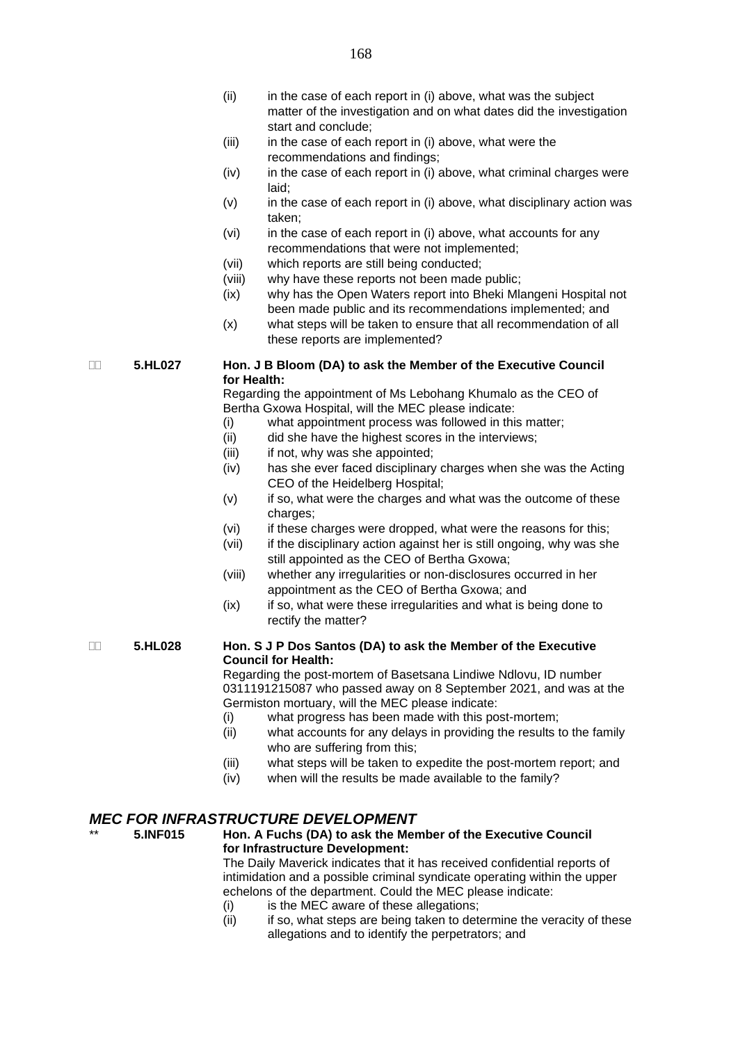(ii) in the case of each report in (i) above, what was the subject matter of the investigation and on what dates did the investigation start and conclude;

(iii) in the case of each report in (i) above, what were the recommendations and findings;

(iv) in the case of each report in (i) above, what criminal charges were laid;

(v) in the case of each report in (i) above, what disciplinary action was taken;

(vi) in the case of each report in (i) above, what accounts for any recommendations that were not implemented;

(vii) which reports are still being conducted;

(viii) why have these reports not been made public;

(ix) why has the Open Waters report into Bheki Mlangeni Hospital not been made public and its recommendations implemented; and

(x) what steps will be taken to ensure that all recommendation of all these reports are implemented?

**5.HL027** **Hon. J B Bloom (DA) to ask the Member of the Executive Council for Health:**

Regarding the appointment of Ms Lebohang Khumalo as the CEO of Bertha Gxowa Hospital, will the MEC please indicate:

(i) what appointment process was followed in this matter;

(ii) did she have the highest scores in the interviews;

(iii) if not, why was she appointed;

(iv) has she ever faced disciplinary charges when she was the Acting CEO of the Heidelberg Hospital;

(v) if so, what were the charges and what was the outcome of these charges;

(vi) if these charges were dropped, what were the reasons for this;

(vii) if the disciplinary action against her is still ongoing, why was she still appointed as the CEO of Bertha Gxowa;

(viii) whether any irregularities or non-disclosures occurred in her appointment as the CEO of Bertha Gxowa; and

(ix) if so, what were these irregularities and what is being done to rectify the matter?

**5.HL028** **Hon. S J P Dos Santos (DA) to ask the Member of the Executive Council for Health:**

Regarding the post-mortem of Basetsana Lindiwe Ndlovu, ID number 0311191215087 who passed away on 8 September 2021, and was at the Germiston mortuary, will the MEC please indicate:

(i) what progress has been made with this post-mortem;

(ii) what accounts for any delays in providing the results to the family who are suffering from this;

(iii) what steps will be taken to expedite the post-mortem report; and

(iv) when will the results be made available to the family?

## *MEC FOR INFRASTRUCTURE DEVELOPMENT*

** **5.INF015** **Hon. A Fuchs (DA) to ask the Member of the Executive Council for Infrastructure Development:**

The Daily Maverick indicates that it has received confidential reports of intimidation and a possible criminal syndicate operating within the upper echelons of the department. Could the MEC please indicate:

(i) is the MEC aware of these allegations;

(ii) if so, what steps are being taken to determine the veracity of these allegations and to identify the perpetrators; and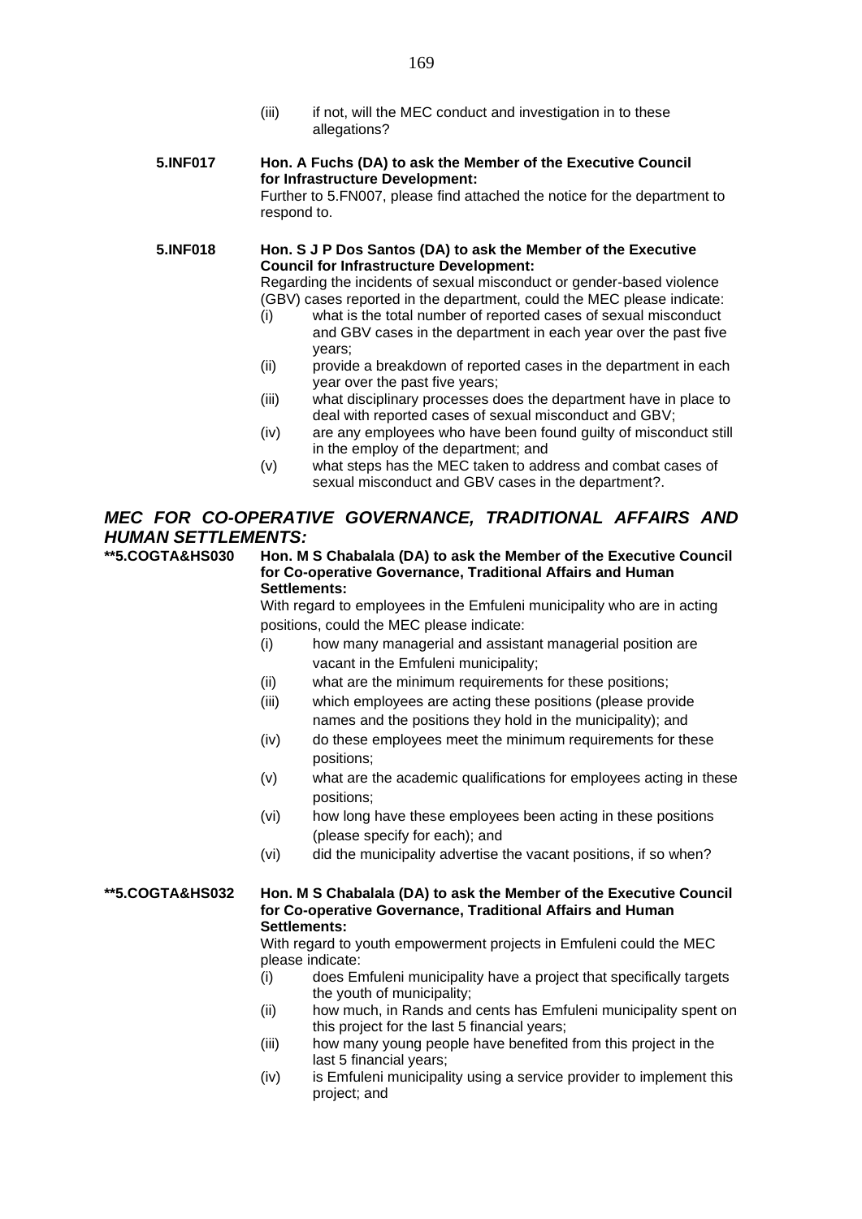(iii) if not, will the MEC conduct and investigation in to these allegations?

**5.INF017** **Hon. A Fuchs (DA) to ask the Member of the Executive Council for Infrastructure Development:**

Further to 5.FN007, please find attached the notice for the department to respond to.

**5.INF018** **Hon. S J P Dos Santos (DA) to ask the Member of the Executive Council for Infrastructure Development:**

Regarding the incidents of sexual misconduct or gender-based violence (GBV) cases reported in the department, could the MEC please indicate:

(i) what is the total number of reported cases of sexual misconduct and GBV cases in the department in each year over the past five years;

(ii) provide a breakdown of reported cases in the department in each year over the past five years;

(iii) what disciplinary processes does the department have in place to deal with reported cases of sexual misconduct and GBV;

(iv) are any employees who have been found guilty of misconduct still in the employ of the department; and

(v) what steps has the MEC taken to address and combat cases of sexual misconduct and GBV cases in the department?.

## *MEC FOR CO-OPERATIVE GOVERNANCE, TRADITIONAL AFFAIRS AND HUMAN SETTLEMENTS:*

**\*\*5.COGTA&HS030** **Hon. M S Chabalala (DA) to ask the Member of the Executive Council for Co-operative Governance, Traditional Affairs and Human Settlements:**

With regard to employees in the Emfuleni municipality who are in acting positions, could the MEC please indicate:

(i) how many managerial and assistant managerial position are vacant in the Emfuleni municipality;

(ii) what are the minimum requirements for these positions;

(iii) which employees are acting these positions (please provide names and the positions they hold in the municipality); and

(iv) do these employees meet the minimum requirements for these positions;

(v) what are the academic qualifications for employees acting in these positions;

(vi) how long have these employees been acting in these positions (please specify for each); and

(vi) did the municipality advertise the vacant positions, if so when?

**\*\*5.COGTA&HS032** **Hon. M S Chabalala (DA) to ask the Member of the Executive Council for Co-operative Governance, Traditional Affairs and Human Settlements:**

With regard to youth empowerment projects in Emfuleni could the MEC please indicate:

(i) does Emfuleni municipality have a project that specifically targets the youth of municipality;

(ii) how much, in Rands and cents has Emfuleni municipality spent on this project for the last 5 financial years;

(iii) how many young people have benefited from this project in the last 5 financial years;

(iv) is Emfuleni municipality using a service provider to implement this project; and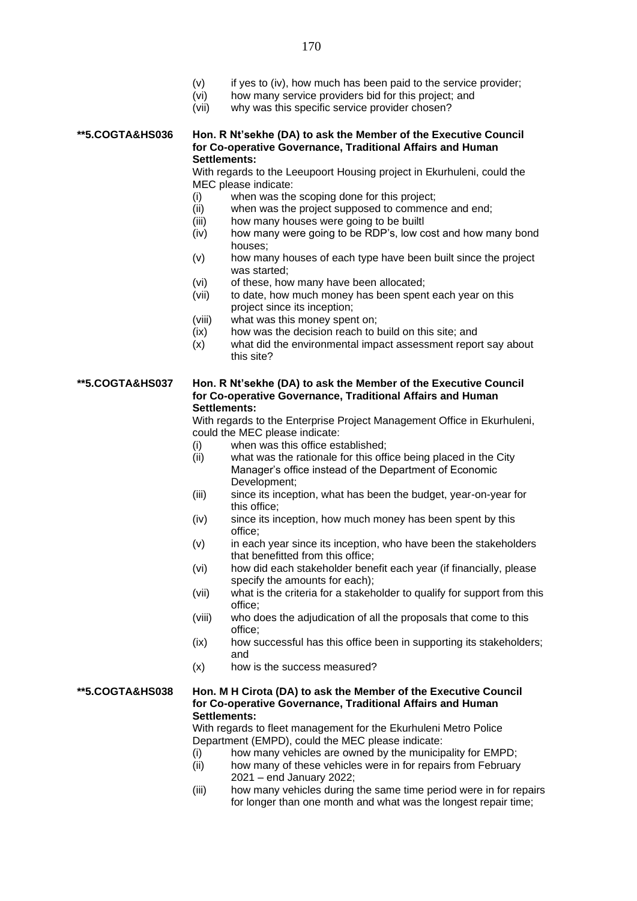(v) if yes to (iv), how much has been paid to the service provider;
(vi) how many service providers bid for this project; and
(vii) why was this specific service provider chosen?

**\*\*5.COGTA&HS036 Hon. R Nt'sekhe (DA) to ask the Member of the Executive Council for Co-operative Governance, Traditional Affairs and Human Settlements:**

With regards to the Leeupoort Housing project in Ekurhuleni, could the MEC please indicate:

(i) when was the scoping done for this project;
(ii) when was the project supposed to commence and end;
(iii) how many houses were going to be builtl
(iv) how many were going to be RDP's, low cost and how many bond houses;
(v) how many houses of each type have been built since the project was started;
(vi) of these, how many have been allocated;
(vii) to date, how much money has been spent each year on this project since its inception;
(viii) what was this money spent on;
(ix) how was the decision reach to build on this site; and
(x) what did the environmental impact assessment report say about this site?

**\*\*5.COGTA&HS037 Hon. R Nt'sekhe (DA) to ask the Member of the Executive Council for Co-operative Governance, Traditional Affairs and Human Settlements:**

With regards to the Enterprise Project Management Office in Ekurhuleni, could the MEC please indicate:

(i) when was this office established;
(ii) what was the rationale for this office being placed in the City Manager's office instead of the Department of Economic Development;
(iii) since its inception, what has been the budget, year-on-year for this office;
(iv) since its inception, how much money has been spent by this office;
(v) in each year since its inception, who have been the stakeholders that benefitted from this office;
(vi) how did each stakeholder benefit each year (if financially, please specify the amounts for each);
(vii) what is the criteria for a stakeholder to qualify for support from this office;
(viii) who does the adjudication of all the proposals that come to this office;
(ix) how successful has this office been in supporting its stakeholders; and
(x) how is the success measured?

**\*\*5.COGTA&HS038 Hon. M H Cirota (DA) to ask the Member of the Executive Council for Co-operative Governance, Traditional Affairs and Human Settlements:**

With regards to fleet management for the Ekurhuleni Metro Police Department (EMPD), could the MEC please indicate:

(i) how many vehicles are owned by the municipality for EMPD;
(ii) how many of these vehicles were in for repairs from February 2021 – end January 2022;
(iii) how many vehicles during the same time period were in for repairs for longer than one month and what was the longest repair time;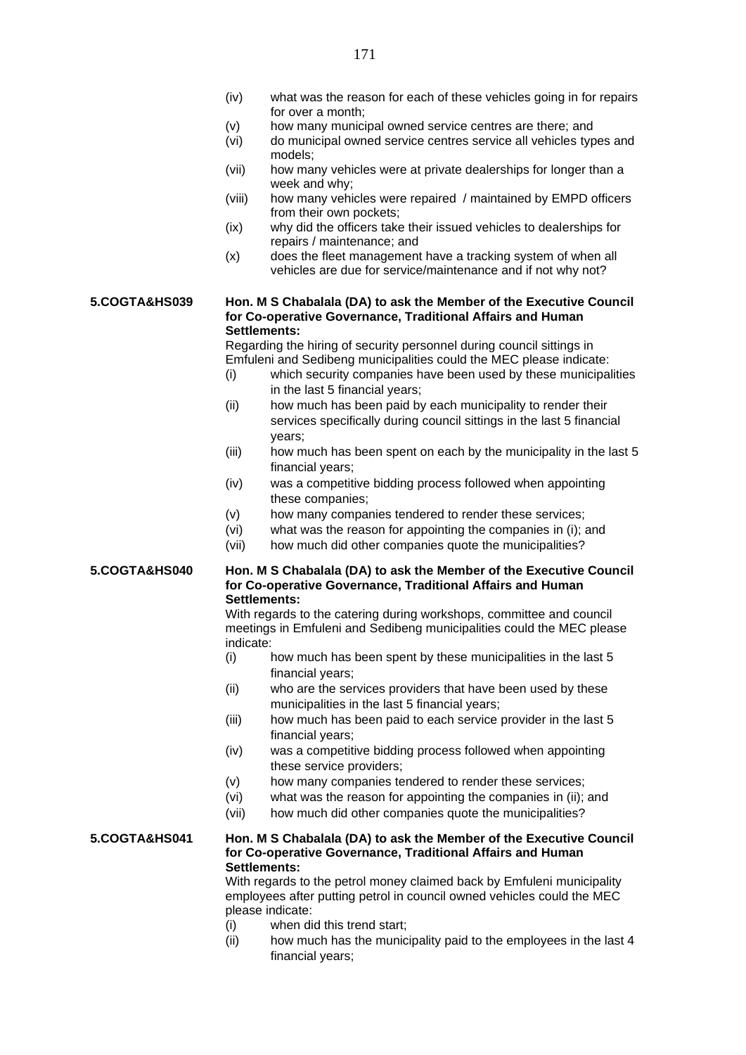(iv) what was the reason for each of these vehicles going in for repairs for over a month;

(v) how many municipal owned service centres are there; and

(vi) do municipal owned service centres service all vehicles types and models;

(vii) how many vehicles were at private dealerships for longer than a week and why;

(viii) how many vehicles were repaired / maintained by EMPD officers from their own pockets;

(ix) why did the officers take their issued vehicles to dealerships for repairs / maintenance; and

(x) does the fleet management have a tracking system of when all vehicles are due for service/maintenance and if not why not?

**5.COGTA&HS039** **Hon. M S Chabalala (DA) to ask the Member of the Executive Council for Co-operative Governance, Traditional Affairs and Human Settlements:**

Regarding the hiring of security personnel during council sittings in Emfuleni and Sedibeng municipalities could the MEC please indicate:

(i) which security companies have been used by these municipalities in the last 5 financial years;

(ii) how much has been paid by each municipality to render their services specifically during council sittings in the last 5 financial years;

(iii) how much has been spent on each by the municipality in the last 5 financial years;

(iv) was a competitive bidding process followed when appointing these companies;

(v) how many companies tendered to render these services;

(vi) what was the reason for appointing the companies in (i); and

(vii) how much did other companies quote the municipalities?

**5.COGTA&HS040** **Hon. M S Chabalala (DA) to ask the Member of the Executive Council for Co-operative Governance, Traditional Affairs and Human Settlements:**

With regards to the catering during workshops, committee and council meetings in Emfuleni and Sedibeng municipalities could the MEC please indicate:

(i) how much has been spent by these municipalities in the last 5 financial years;

(ii) who are the services providers that have been used by these municipalities in the last 5 financial years;

(iii) how much has been paid to each service provider in the last 5 financial years;

(iv) was a competitive bidding process followed when appointing these service providers;

(v) how many companies tendered to render these services;

(vi) what was the reason for appointing the companies in (ii); and

(vii) how much did other companies quote the municipalities?

**5.COGTA&HS041** **Hon. M S Chabalala (DA) to ask the Member of the Executive Council for Co-operative Governance, Traditional Affairs and Human Settlements:**

With regards to the petrol money claimed back by Emfuleni municipality employees after putting petrol in council owned vehicles could the MEC please indicate:

(i) when did this trend start;

(ii) how much has the municipality paid to the employees in the last 4 financial years;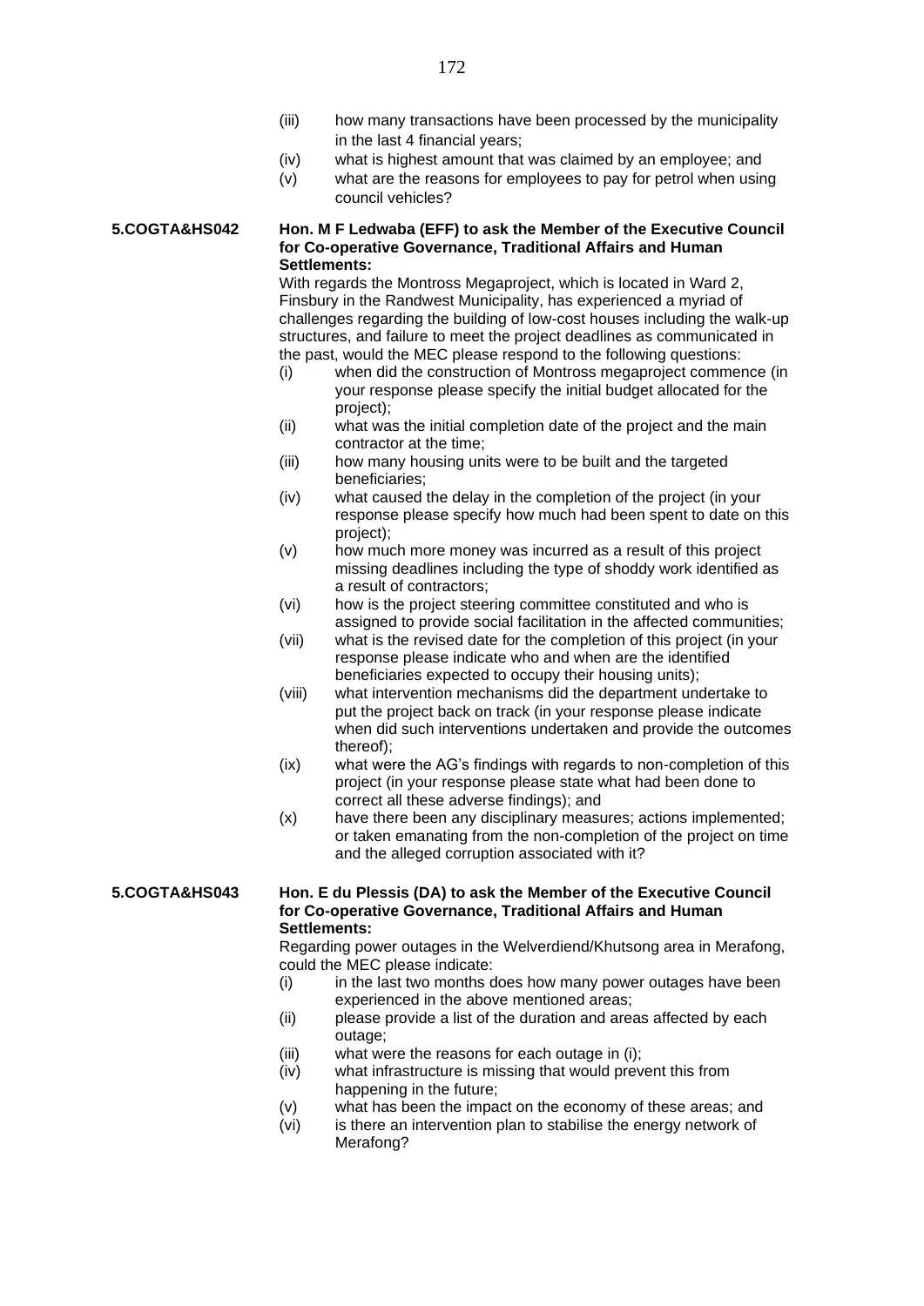(iii) how many transactions have been processed by the municipality in the last 4 financial years;

(iv) what is highest amount that was claimed by an employee; and

(v) what are the reasons for employees to pay for petrol when using council vehicles?

**5.COGTA&HS042** **Hon. M F Ledwaba (EFF) to ask the Member of the Executive Council for Co-operative Governance, Traditional Affairs and Human Settlements:**

With regards the Montross Megaproject, which is located in Ward 2, Finsbury in the Randwest Municipality, has experienced a myriad of challenges regarding the building of low-cost houses including the walk-up structures, and failure to meet the project deadlines as communicated in the past, would the MEC please respond to the following questions:

(i) when did the construction of Montross megaproject commence (in your response please specify the initial budget allocated for the project);

(ii) what was the initial completion date of the project and the main contractor at the time;

(iii) how many housing units were to be built and the targeted beneficiaries;

(iv) what caused the delay in the completion of the project (in your response please specify how much had been spent to date on this project);

(v) how much more money was incurred as a result of this project missing deadlines including the type of shoddy work identified as a result of contractors;

(vi) how is the project steering committee constituted and who is assigned to provide social facilitation in the affected communities;

(vii) what is the revised date for the completion of this project (in your response please indicate who and when are the identified beneficiaries expected to occupy their housing units);

(viii) what intervention mechanisms did the department undertake to put the project back on track (in your response please indicate when did such interventions undertaken and provide the outcomes thereof);

(ix) what were the AG's findings with regards to non-completion of this project (in your response please state what had been done to correct all these adverse findings); and

(x) have there been any disciplinary measures; actions implemented; or taken emanating from the non-completion of the project on time and the alleged corruption associated with it?

**5.COGTA&HS043** **Hon. E du Plessis (DA) to ask the Member of the Executive Council for Co-operative Governance, Traditional Affairs and Human Settlements:**

Regarding power outages in the Welverdiend/Khutsong area in Merafong, could the MEC please indicate:

(i) in the last two months does how many power outages have been experienced in the above mentioned areas;

(ii) please provide a list of the duration and areas affected by each outage;

(iii) what were the reasons for each outage in (i);

(iv) what infrastructure is missing that would prevent this from happening in the future;

(v) what has been the impact on the economy of these areas; and

(vi) is there an intervention plan to stabilise the energy network of Merafong?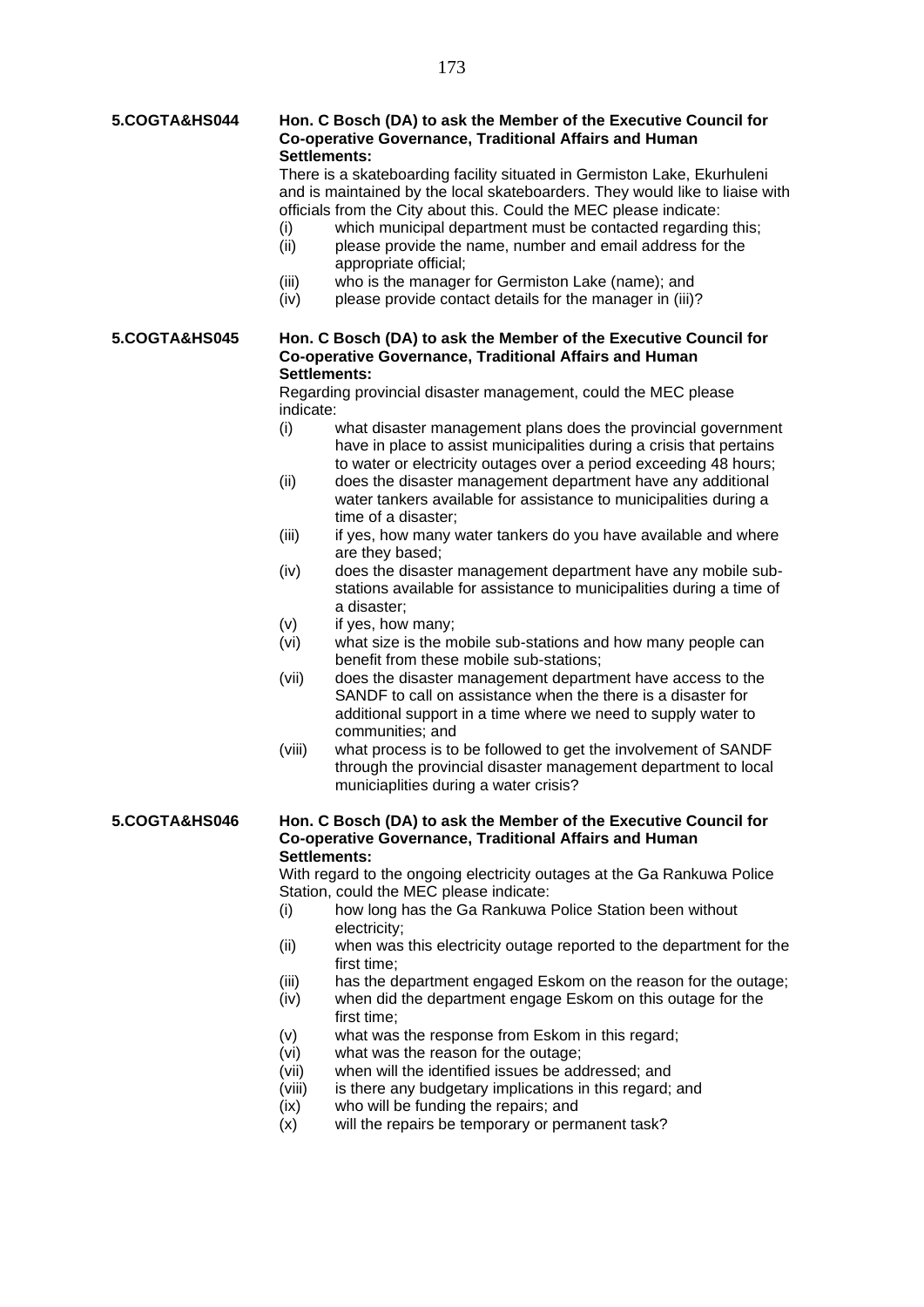**5.COGTA&HS044** **Hon. C Bosch (DA) to ask the Member of the Executive Council for Co-operative Governance, Traditional Affairs and Human Settlements:**

There is a skateboarding facility situated in Germiston Lake, Ekurhuleni and is maintained by the local skateboarders. They would like to liaise with officials from the City about this. Could the MEC please indicate:

- (i) which municipal department must be contacted regarding this;
- (ii) please provide the name, number and email address for the appropriate official;
- (iii) who is the manager for Germiston Lake (name); and
- (iv) please provide contact details for the manager in (iii)?

**5.COGTA&HS045** **Hon. C Bosch (DA) to ask the Member of the Executive Council for Co-operative Governance, Traditional Affairs and Human Settlements:**

Regarding provincial disaster management, could the MEC please indicate:

- (i) what disaster management plans does the provincial government have in place to assist municipalities during a crisis that pertains to water or electricity outages over a period exceeding 48 hours;
- (ii) does the disaster management department have any additional water tankers available for assistance to municipalities during a time of a disaster;
- (iii) if yes, how many water tankers do you have available and where are they based;
- (iv) does the disaster management department have any mobile sub-stations available for assistance to municipalities during a time of a disaster;
- (v) if yes, how many;
- (vi) what size is the mobile sub-stations and how many people can benefit from these mobile sub-stations;
- (vii) does the disaster management department have access to the SANDF to call on assistance when the there is a disaster for additional support in a time where we need to supply water to communities; and
- (viii) what process is to be followed to get the involvement of SANDF through the provincial disaster management department to local municiaplities during a water crisis?

**5.COGTA&HS046** **Hon. C Bosch (DA) to ask the Member of the Executive Council for Co-operative Governance, Traditional Affairs and Human Settlements:**

With regard to the ongoing electricity outages at the Ga Rankuwa Police Station, could the MEC please indicate:

- (i) how long has the Ga Rankuwa Police Station been without electricity;
- (ii) when was this electricity outage reported to the department for the first time;
- (iii) has the department engaged Eskom on the reason for the outage;
- (iv) when did the department engage Eskom on this outage for the first time;
- (v) what was the response from Eskom in this regard;
- (vi) what was the reason for the outage;
- (vii) when will the identified issues be addressed; and
- (viii) is there any budgetary implications in this regard; and
- (ix) who will be funding the repairs; and
- (x) will the repairs be temporary or permanent task?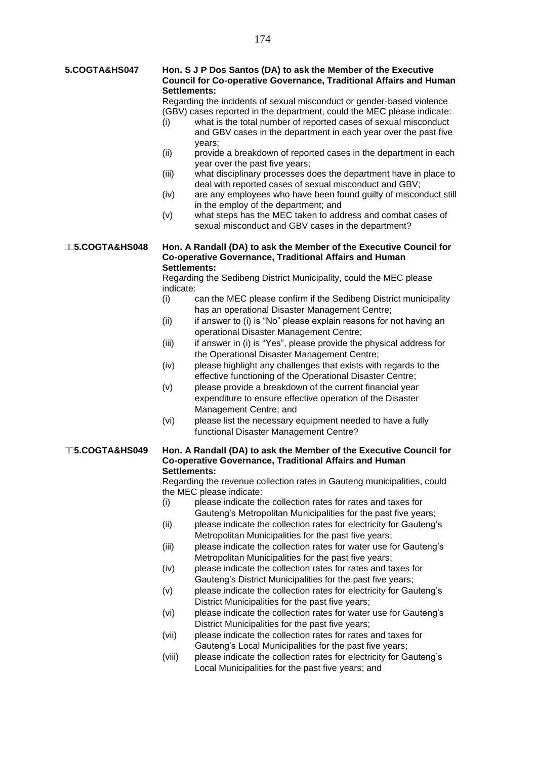**5.COGTA&HS047** **Hon. S J P Dos Santos (DA) to ask the Member of the Executive Council for Co-operative Governance, Traditional Affairs and Human Settlements:**

Regarding the incidents of sexual misconduct or gender-based violence (GBV) cases reported in the department, could the MEC please indicate:

(i) what is the total number of reported cases of sexual misconduct and GBV cases in the department in each year over the past five years;

(ii) provide a breakdown of reported cases in the department in each year over the past five years;

(iii) what disciplinary processes does the department have in place to deal with reported cases of sexual misconduct and GBV;

(iv) are any employees who have been found guilty of misconduct still in the employ of the department; and

(v) what steps has the MEC taken to address and combat cases of sexual misconduct and GBV cases in the department?

**5.COGTA&HS048** **Hon. A Randall (DA) to ask the Member of the Executive Council for Co-operative Governance, Traditional Affairs and Human Settlements:**

Regarding the Sedibeng District Municipality, could the MEC please indicate:

(i) can the MEC please confirm if the Sedibeng District municipality has an operational Disaster Management Centre;

(ii) if answer to (i) is "No" please explain reasons for not having an operational Disaster Management Centre;

(iii) if answer in (i) is "Yes", please provide the physical address for the Operational Disaster Management Centre;

(iv) please highlight any challenges that exists with regards to the effective functioning of the Operational Disaster Centre;

(v) please provide a breakdown of the current financial year expenditure to ensure effective operation of the Disaster Management Centre; and

(vi) please list the necessary equipment needed to have a fully functional Disaster Management Centre?

**5.COGTA&HS049** **Hon. A Randall (DA) to ask the Member of the Executive Council for Co-operative Governance, Traditional Affairs and Human Settlements:**

Regarding the revenue collection rates in Gauteng municipalities, could the MEC please indicate:

(i) please indicate the collection rates for rates and taxes for Gauteng's Metropolitan Municipalities for the past five years;

(ii) please indicate the collection rates for electricity for Gauteng's Metropolitan Municipalities for the past five years;

(iii) please indicate the collection rates for water use for Gauteng's Metropolitan Municipalities for the past five years;

(iv) please indicate the collection rates for rates and taxes for Gauteng's District Municipalities for the past five years;

(v) please indicate the collection rates for electricity for Gauteng's District Municipalities for the past five years;

(vi) please indicate the collection rates for water use for Gauteng's District Municipalities for the past five years;

(vii) please indicate the collection rates for rates and taxes for Gauteng's Local Municipalities for the past five years;

(viii) please indicate the collection rates for electricity for Gauteng's Local Municipalities for the past five years; and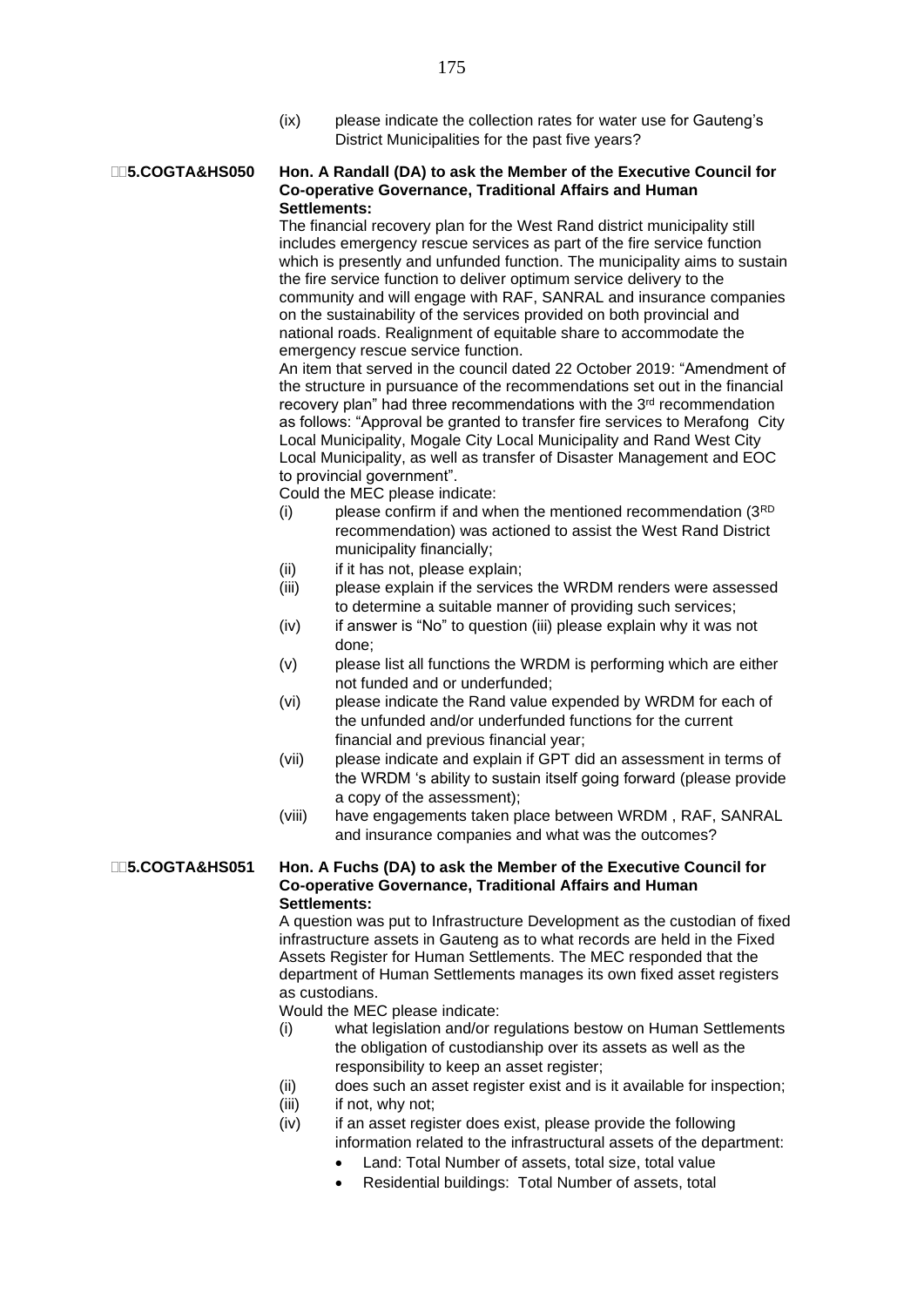(ix) please indicate the collection rates for water use for Gauteng's District Municipalities for the past five years?

**5.COGTA&HS050** **Hon. A Randall (DA) to ask the Member of the Executive Council for Co-operative Governance, Traditional Affairs and Human Settlements:**

The financial recovery plan for the West Rand district municipality still includes emergency rescue services as part of the fire service function which is presently and unfunded function. The municipality aims to sustain the fire service function to deliver optimum service delivery to the community and will engage with RAF, SANRAL and insurance companies on the sustainability of the services provided on both provincial and national roads. Realignment of equitable share to accommodate the emergency rescue service function.

An item that served in the council dated 22 October 2019: "Amendment of the structure in pursuance of the recommendations set out in the financial recovery plan" had three recommendations with the 3rd recommendation as follows: "Approval be granted to transfer fire services to Merafong City Local Municipality, Mogale City Local Municipality and Rand West City Local Municipality, as well as transfer of Disaster Management and EOC to provincial government".

Could the MEC please indicate:

- (i) please confirm if and when the mentioned recommendation (3RD recommendation) was actioned to assist the West Rand District municipality financially;
- (ii) if it has not, please explain;
- (iii) please explain if the services the WRDM renders were assessed to determine a suitable manner of providing such services;
- (iv) if answer is "No" to question (iii) please explain why it was not done;
- (v) please list all functions the WRDM is performing which are either not funded and or underfunded;
- (vi) please indicate the Rand value expended by WRDM for each of the unfunded and/or underfunded functions for the current financial and previous financial year;
- (vii) please indicate and explain if GPT did an assessment in terms of the WRDM 's ability to sustain itself going forward (please provide a copy of the assessment);
- (viii) have engagements taken place between WRDM , RAF, SANRAL and insurance companies and what was the outcomes?

**5.COGTA&HS051** **Hon. A Fuchs (DA) to ask the Member of the Executive Council for Co-operative Governance, Traditional Affairs and Human Settlements:**

A question was put to Infrastructure Development as the custodian of fixed infrastructure assets in Gauteng as to what records are held in the Fixed Assets Register for Human Settlements. The MEC responded that the department of Human Settlements manages its own fixed asset registers as custodians.

Would the MEC please indicate:

- (i) what legislation and/or regulations bestow on Human Settlements the obligation of custodianship over its assets as well as the responsibility to keep an asset register;
- (ii) does such an asset register exist and is it available for inspection;
- (iii) if not, why not;
- (iv) if an asset register does exist, please provide the following information related to the infrastructural assets of the department:
  - Land: Total Number of assets, total size, total value
  - Residential buildings: Total Number of assets, total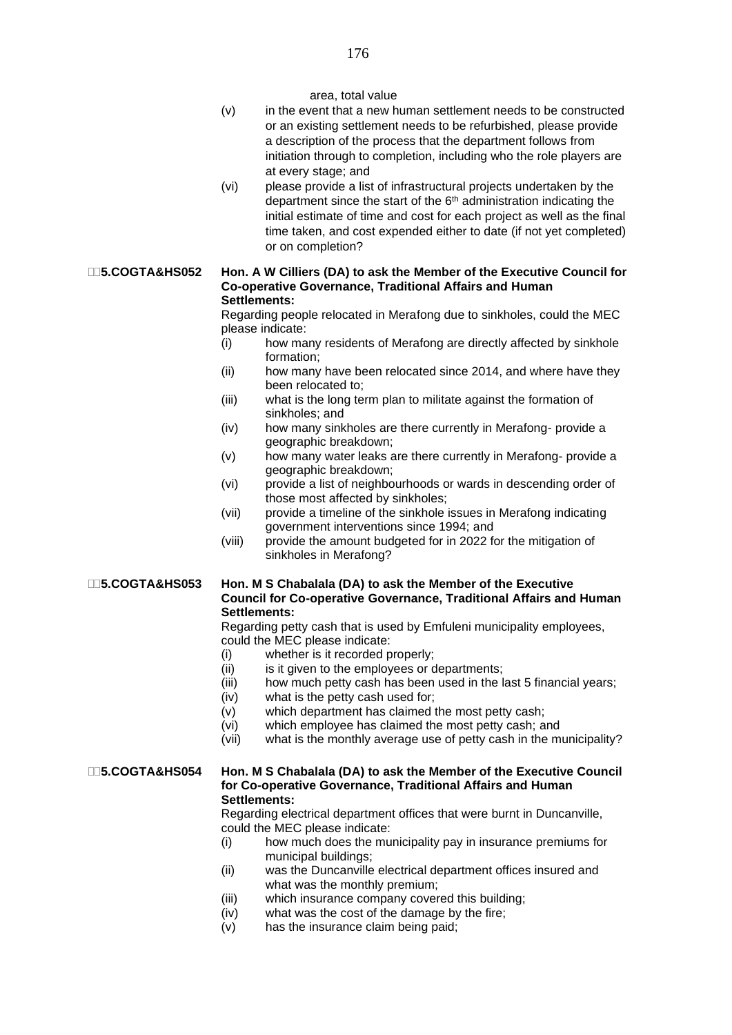area, total value

(v) in the event that a new human settlement needs to be constructed or an existing settlement needs to be refurbished, please provide a description of the process that the department follows from initiation through to completion, including who the role players are at every stage; and

(vi) please provide a list of infrastructural projects undertaken by the department since the start of the 6th administration indicating the initial estimate of time and cost for each project as well as the final time taken, and cost expended either to date (if not yet completed) or on completion?

**5.COGTA&HS052 Hon. A W Cilliers (DA) to ask the Member of the Executive Council for Co-operative Governance, Traditional Affairs and Human Settlements:**

Regarding people relocated in Merafong due to sinkholes, could the MEC please indicate:

(i) how many residents of Merafong are directly affected by sinkhole formation;

(ii) how many have been relocated since 2014, and where have they been relocated to;

(iii) what is the long term plan to militate against the formation of sinkholes; and

(iv) how many sinkholes are there currently in Merafong- provide a geographic breakdown;

(v) how many water leaks are there currently in Merafong- provide a geographic breakdown;

(vi) provide a list of neighbourhoods or wards in descending order of those most affected by sinkholes;

(vii) provide a timeline of the sinkhole issues in Merafong indicating government interventions since 1994; and

(viii) provide the amount budgeted for in 2022 for the mitigation of sinkholes in Merafong?

**5.COGTA&HS053 Hon. M S Chabalala (DA) to ask the Member of the Executive Council for Co-operative Governance, Traditional Affairs and Human Settlements:**

Regarding petty cash that is used by Emfuleni municipality employees, could the MEC please indicate:

(i) whether is it recorded properly;

(ii) is it given to the employees or departments;

(iii) how much petty cash has been used in the last 5 financial years;

(iv) what is the petty cash used for;

(v) which department has claimed the most petty cash;

(vi) which employee has claimed the most petty cash; and

(vii) what is the monthly average use of petty cash in the municipality?

**5.COGTA&HS054 Hon. M S Chabalala (DA) to ask the Member of the Executive Council for Co-operative Governance, Traditional Affairs and Human Settlements:**

Regarding electrical department offices that were burnt in Duncanville, could the MEC please indicate:

(i) how much does the municipality pay in insurance premiums for municipal buildings;

(ii) was the Duncanville electrical department offices insured and what was the monthly premium;

(iii) which insurance company covered this building;

(iv) what was the cost of the damage by the fire;

(v) has the insurance claim being paid;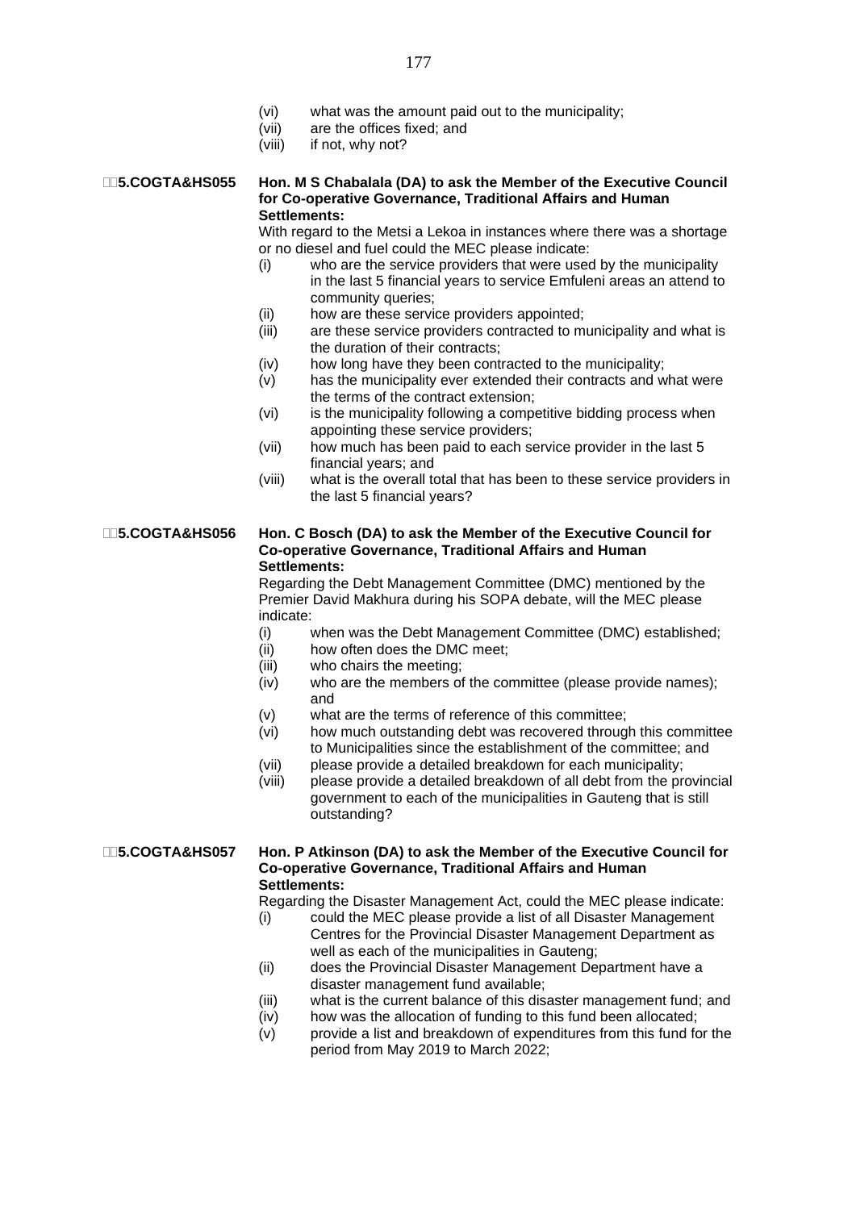(vi) what was the amount paid out to the municipality;
(vii) are the offices fixed; and
(viii) if not, why not?

**5.COGTA&HS055 Hon. M S Chabalala (DA) to ask the Member of the Executive Council for Co-operative Governance, Traditional Affairs and Human Settlements:**

With regard to the Metsi a Lekoa in instances where there was a shortage or no diesel and fuel could the MEC please indicate:

(i) who are the service providers that were used by the municipality in the last 5 financial years to service Emfuleni areas an attend to community queries;
(ii) how are these service providers appointed;
(iii) are these service providers contracted to municipality and what is the duration of their contracts;
(iv) how long have they been contracted to the municipality;
(v) has the municipality ever extended their contracts and what were the terms of the contract extension;
(vi) is the municipality following a competitive bidding process when appointing these service providers;
(vii) how much has been paid to each service provider in the last 5 financial years; and
(viii) what is the overall total that has been to these service providers in the last 5 financial years?

**5.COGTA&HS056 Hon. C Bosch (DA) to ask the Member of the Executive Council for Co-operative Governance, Traditional Affairs and Human Settlements:**

Regarding the Debt Management Committee (DMC) mentioned by the Premier David Makhura during his SOPA debate, will the MEC please indicate:

(i) when was the Debt Management Committee (DMC) established;
(ii) how often does the DMC meet;
(iii) who chairs the meeting;
(iv) who are the members of the committee (please provide names); and
(v) what are the terms of reference of this committee;
(vi) how much outstanding debt was recovered through this committee to Municipalities since the establishment of the committee; and
(vii) please provide a detailed breakdown for each municipality;
(viii) please provide a detailed breakdown of all debt from the provincial government to each of the municipalities in Gauteng that is still outstanding?

**5.COGTA&HS057 Hon. P Atkinson (DA) to ask the Member of the Executive Council for Co-operative Governance, Traditional Affairs and Human Settlements:**

Regarding the Disaster Management Act, could the MEC please indicate:

(i) could the MEC please provide a list of all Disaster Management Centres for the Provincial Disaster Management Department as well as each of the municipalities in Gauteng;
(ii) does the Provincial Disaster Management Department have a disaster management fund available;
(iii) what is the current balance of this disaster management fund; and
(iv) how was the allocation of funding to this fund been allocated;
(v) provide a list and breakdown of expenditures from this fund for the period from May 2019 to March 2022;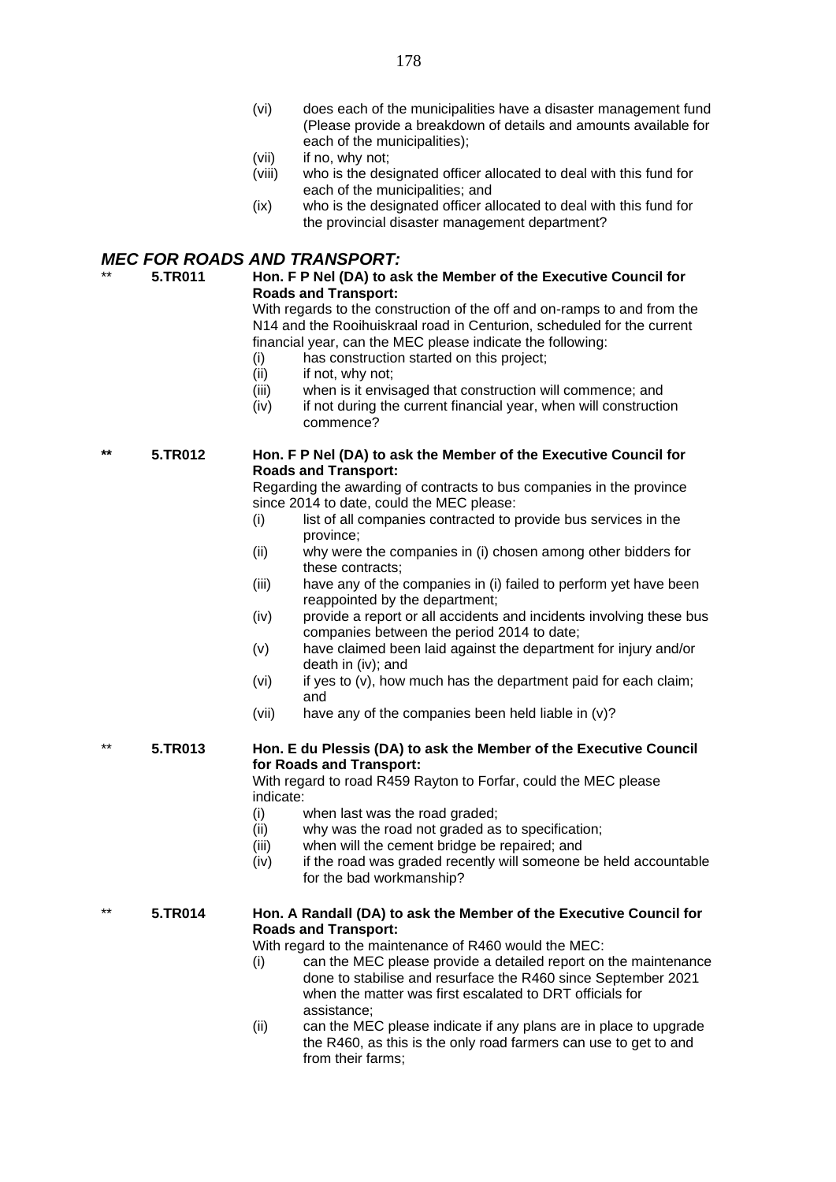(vi) does each of the municipalities have a disaster management fund (Please provide a breakdown of details and amounts available for each of the municipalities);

(vii) if no, why not;

(viii) who is the designated officer allocated to deal with this fund for each of the municipalities; and

(ix) who is the designated officer allocated to deal with this fund for the provincial disaster management department?

## *MEC FOR ROADS AND TRANSPORT:*

** **5.TR011** **Hon. F P Nel (DA) to ask the Member of the Executive Council for Roads and Transport:**

With regards to the construction of the off and on-ramps to and from the N14 and the Rooihuiskraal road in Centurion, scheduled for the current financial year, can the MEC please indicate the following:

(i) has construction started on this project;

(ii) if not, why not;

(iii) when is it envisaged that construction will commence; and

(iv) if not during the current financial year, when will construction commence?

** **5.TR012** **Hon. F P Nel (DA) to ask the Member of the Executive Council for Roads and Transport:**

Regarding the awarding of contracts to bus companies in the province since 2014 to date, could the MEC please:

(i) list of all companies contracted to provide bus services in the province;

(ii) why were the companies in (i) chosen among other bidders for these contracts;

(iii) have any of the companies in (i) failed to perform yet have been reappointed by the department;

(iv) provide a report or all accidents and incidents involving these bus companies between the period 2014 to date;

(v) have claimed been laid against the department for injury and/or death in (iv); and

(vi) if yes to (v), how much has the department paid for each claim; and

(vii) have any of the companies been held liable in (v)?

** **5.TR013** **Hon. E du Plessis (DA) to ask the Member of the Executive Council for Roads and Transport:**

With regard to road R459 Rayton to Forfar, could the MEC please indicate:

(i) when last was the road graded;

(ii) why was the road not graded as to specification;

(iii) when will the cement bridge be repaired; and

(iv) if the road was graded recently will someone be held accountable for the bad workmanship?

** **5.TR014** **Hon. A Randall (DA) to ask the Member of the Executive Council for Roads and Transport:**

With regard to the maintenance of R460 would the MEC:

(i) can the MEC please provide a detailed report on the maintenance done to stabilise and resurface the R460 since September 2021 when the matter was first escalated to DRT officials for assistance;

(ii) can the MEC please indicate if any plans are in place to upgrade the R460, as this is the only road farmers can use to get to and from their farms;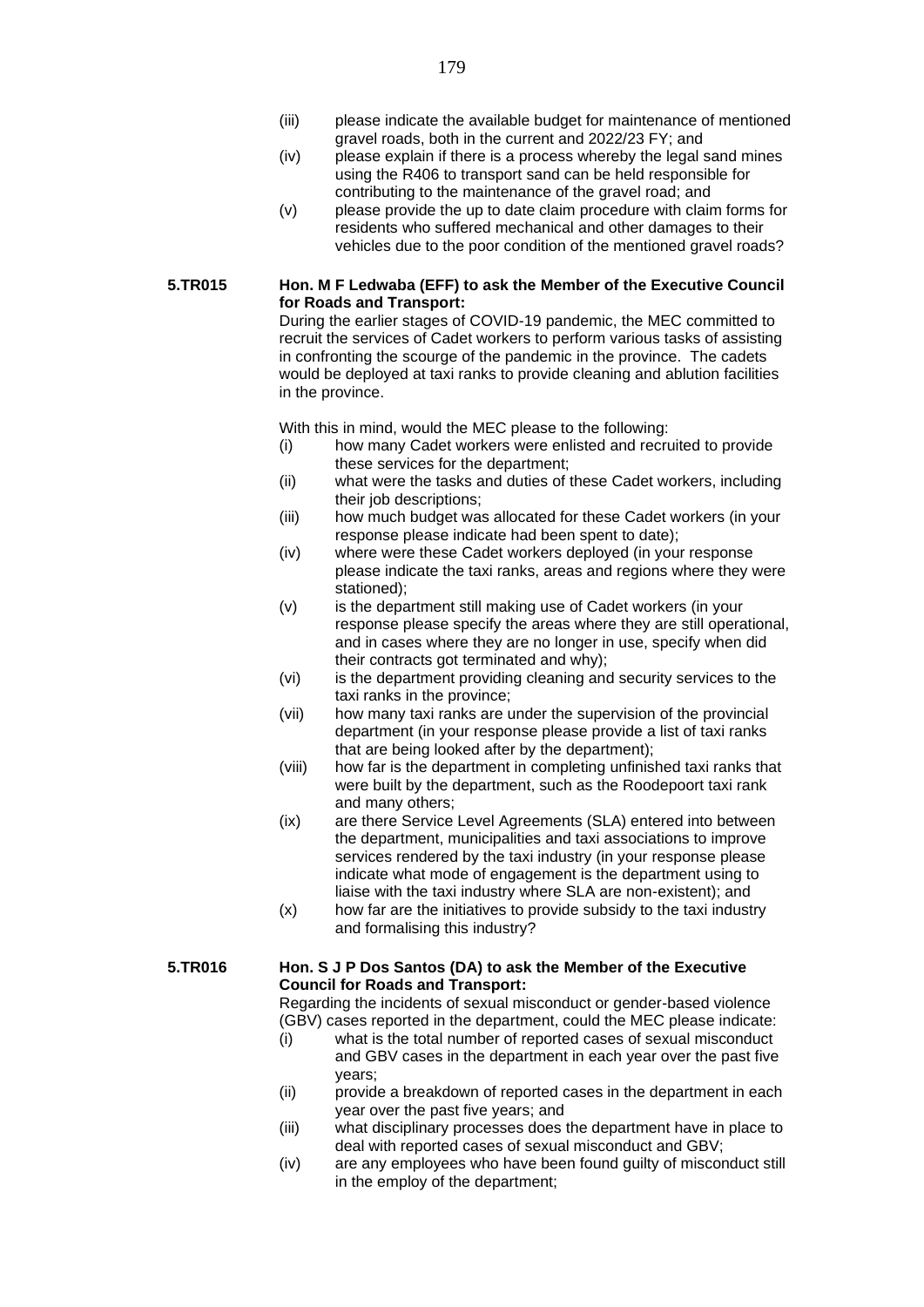(iii) please indicate the available budget for maintenance of mentioned gravel roads, both in the current and 2022/23 FY; and

(iv) please explain if there is a process whereby the legal sand mines using the R406 to transport sand can be held responsible for contributing to the maintenance of the gravel road; and

(v) please provide the up to date claim procedure with claim forms for residents who suffered mechanical and other damages to their vehicles due to the poor condition of the mentioned gravel roads?

**5.TR015 Hon. M F Ledwaba (EFF) to ask the Member of the Executive Council for Roads and Transport:**

During the earlier stages of COVID-19 pandemic, the MEC committed to recruit the services of Cadet workers to perform various tasks of assisting in confronting the scourge of the pandemic in the province. The cadets would be deployed at taxi ranks to provide cleaning and ablution facilities in the province.

With this in mind, would the MEC please to the following:

(i) how many Cadet workers were enlisted and recruited to provide these services for the department;

(ii) what were the tasks and duties of these Cadet workers, including their job descriptions;

(iii) how much budget was allocated for these Cadet workers (in your response please indicate had been spent to date);

(iv) where were these Cadet workers deployed (in your response please indicate the taxi ranks, areas and regions where they were stationed);

(v) is the department still making use of Cadet workers (in your response please specify the areas where they are still operational, and in cases where they are no longer in use, specify when did their contracts got terminated and why);

(vi) is the department providing cleaning and security services to the taxi ranks in the province;

(vii) how many taxi ranks are under the supervision of the provincial department (in your response please provide a list of taxi ranks that are being looked after by the department);

(viii) how far is the department in completing unfinished taxi ranks that were built by the department, such as the Roodepoort taxi rank and many others;

(ix) are there Service Level Agreements (SLA) entered into between the department, municipalities and taxi associations to improve services rendered by the taxi industry (in your response please indicate what mode of engagement is the department using to liaise with the taxi industry where SLA are non-existent); and

(x) how far are the initiatives to provide subsidy to the taxi industry and formalising this industry?

**5.TR016 Hon. S J P Dos Santos (DA) to ask the Member of the Executive Council for Roads and Transport:**

Regarding the incidents of sexual misconduct or gender-based violence (GBV) cases reported in the department, could the MEC please indicate:

(i) what is the total number of reported cases of sexual misconduct and GBV cases in the department in each year over the past five years;

(ii) provide a breakdown of reported cases in the department in each year over the past five years; and

(iii) what disciplinary processes does the department have in place to deal with reported cases of sexual misconduct and GBV;

(iv) are any employees who have been found guilty of misconduct still in the employ of the department;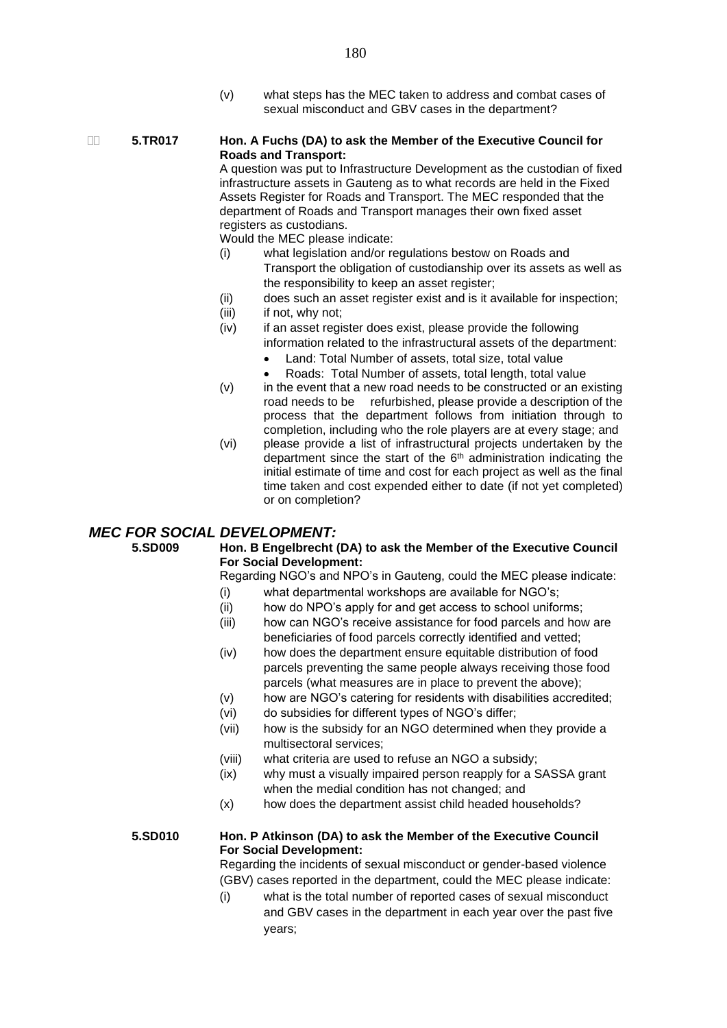(v) what steps has the MEC taken to address and combat cases of sexual misconduct and GBV cases in the department?

**5.TR017 Hon. A Fuchs (DA) to ask the Member of the Executive Council for Roads and Transport:**

A question was put to Infrastructure Development as the custodian of fixed infrastructure assets in Gauteng as to what records are held in the Fixed Assets Register for Roads and Transport. The MEC responded that the department of Roads and Transport manages their own fixed asset registers as custodians.

Would the MEC please indicate:

(i) what legislation and/or regulations bestow on Roads and Transport the obligation of custodianship over its assets as well as the responsibility to keep an asset register;

(ii) does such an asset register exist and is it available for inspection;

(iii) if not, why not;

(iv) if an asset register does exist, please provide the following information related to the infrastructural assets of the department:

- Land: Total Number of assets, total size, total value
- Roads: Total Number of assets, total length, total value

(v) in the event that a new road needs to be constructed or an existing road needs to be refurbished, please provide a description of the process that the department follows from initiation through to completion, including who the role players are at every stage; and

(vi) please provide a list of infrastructural projects undertaken by the department since the start of the 6th administration indicating the initial estimate of time and cost for each project as well as the final time taken and cost expended either to date (if not yet completed) or on completion?

## *MEC FOR SOCIAL DEVELOPMENT:*

**5.SD009 Hon. B Engelbrecht (DA) to ask the Member of the Executive Council For Social Development:**

Regarding NGO's and NPO's in Gauteng, could the MEC please indicate:

(i) what departmental workshops are available for NGO's;

(ii) how do NPO's apply for and get access to school uniforms;

(iii) how can NGO's receive assistance for food parcels and how are beneficiaries of food parcels correctly identified and vetted;

(iv) how does the department ensure equitable distribution of food parcels preventing the same people always receiving those food parcels (what measures are in place to prevent the above);

(v) how are NGO's catering for residents with disabilities accredited;

(vi) do subsidies for different types of NGO's differ;

(vii) how is the subsidy for an NGO determined when they provide a multisectoral services;

(viii) what criteria are used to refuse an NGO a subsidy;

(ix) why must a visually impaired person reapply for a SASSA grant when the medial condition has not changed; and

(x) how does the department assist child headed households?

**5.SD010 Hon. P Atkinson (DA) to ask the Member of the Executive Council For Social Development:**

Regarding the incidents of sexual misconduct or gender-based violence (GBV) cases reported in the department, could the MEC please indicate:

(i) what is the total number of reported cases of sexual misconduct and GBV cases in the department in each year over the past five years;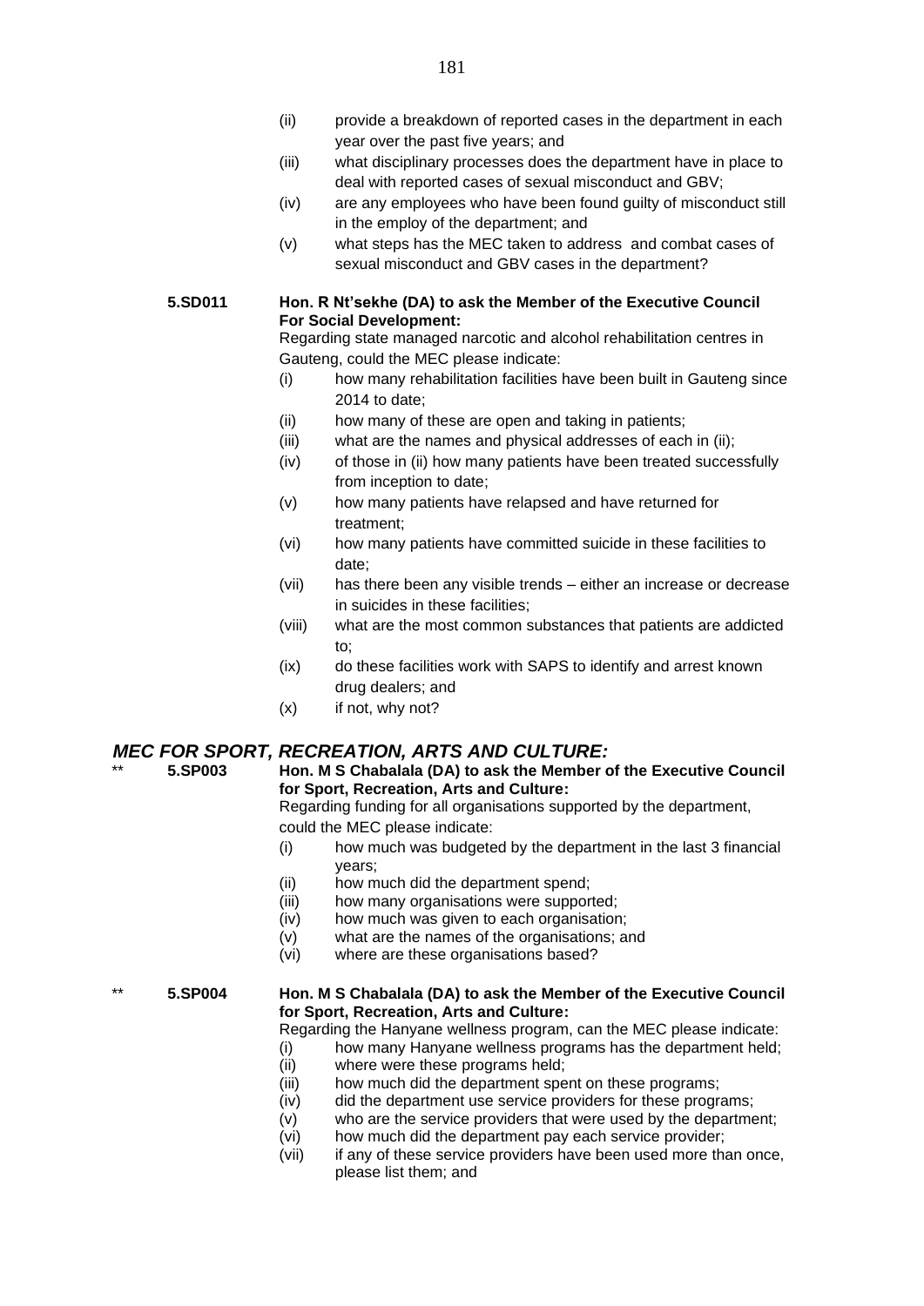(ii) provide a breakdown of reported cases in the department in each year over the past five years; and

(iii) what disciplinary processes does the department have in place to deal with reported cases of sexual misconduct and GBV;

(iv) are any employees who have been found guilty of misconduct still in the employ of the department; and

(v) what steps has the MEC taken to address and combat cases of sexual misconduct and GBV cases in the department?

**5.SD011 Hon. R Nt'sekhe (DA) to ask the Member of the Executive Council For Social Development:**

Regarding state managed narcotic and alcohol rehabilitation centres in Gauteng, could the MEC please indicate:

(i) how many rehabilitation facilities have been built in Gauteng since 2014 to date;

(ii) how many of these are open and taking in patients;

(iii) what are the names and physical addresses of each in (ii);

(iv) of those in (ii) how many patients have been treated successfully from inception to date;

(v) how many patients have relapsed and have returned for treatment;

(vi) how many patients have committed suicide in these facilities to date;

(vii) has there been any visible trends – either an increase or decrease in suicides in these facilities;

(viii) what are the most common substances that patients are addicted to;

(ix) do these facilities work with SAPS to identify and arrest known drug dealers; and

(x) if not, why not?

## *MEC FOR SPORT, RECREATION, ARTS AND CULTURE:*

** **5.SP003 Hon. M S Chabalala (DA) to ask the Member of the Executive Council for Sport, Recreation, Arts and Culture:**

Regarding funding for all organisations supported by the department, could the MEC please indicate:

(i) how much was budgeted by the department in the last 3 financial years;

(ii) how much did the department spend;

(iii) how many organisations were supported;

(iv) how much was given to each organisation;

(v) what are the names of the organisations; and

(vi) where are these organisations based?

** **5.SP004 Hon. M S Chabalala (DA) to ask the Member of the Executive Council for Sport, Recreation, Arts and Culture:**

Regarding the Hanyane wellness program, can the MEC please indicate:

(i) how many Hanyane wellness programs has the department held;

(ii) where were these programs held;

(iii) how much did the department spent on these programs;

(iv) did the department use service providers for these programs;

(v) who are the service providers that were used by the department;

(vi) how much did the department pay each service provider;

(vii) if any of these service providers have been used more than once, please list them; and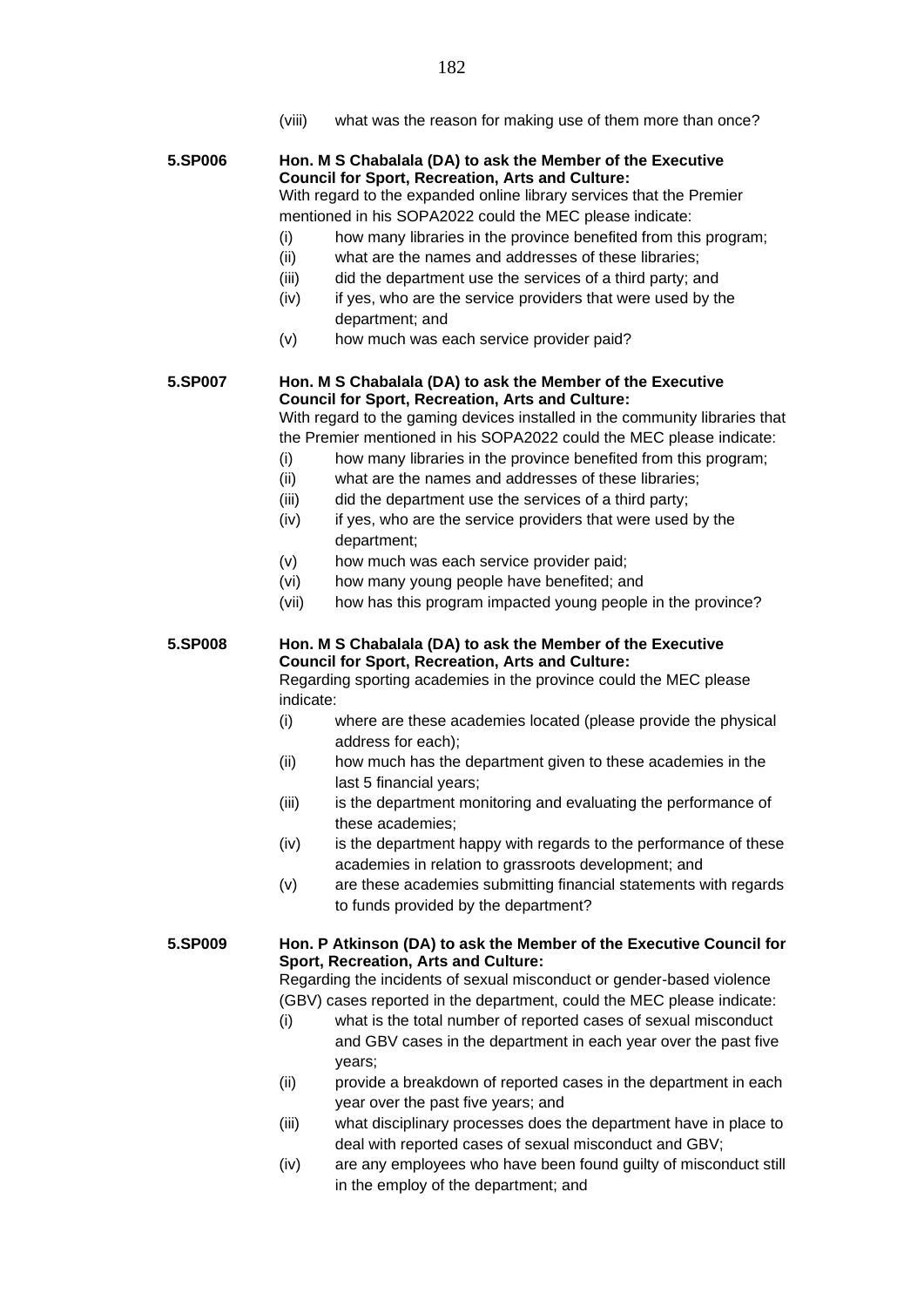(viii) what was the reason for making use of them more than once?

**5.SP006** **Hon. M S Chabalala (DA) to ask the Member of the Executive Council for Sport, Recreation, Arts and Culture:**

With regard to the expanded online library services that the Premier mentioned in his SOPA2022 could the MEC please indicate:

(i) how many libraries in the province benefited from this program;
(ii) what are the names and addresses of these libraries;
(iii) did the department use the services of a third party; and
(iv) if yes, who are the service providers that were used by the department; and
(v) how much was each service provider paid?

**5.SP007** **Hon. M S Chabalala (DA) to ask the Member of the Executive Council for Sport, Recreation, Arts and Culture:**

With regard to the gaming devices installed in the community libraries that the Premier mentioned in his SOPA2022 could the MEC please indicate:

(i) how many libraries in the province benefited from this program;
(ii) what are the names and addresses of these libraries;
(iii) did the department use the services of a third party;
(iv) if yes, who are the service providers that were used by the department;
(v) how much was each service provider paid;
(vi) how many young people have benefited; and
(vii) how has this program impacted young people in the province?

**5.SP008** **Hon. M S Chabalala (DA) to ask the Member of the Executive Council for Sport, Recreation, Arts and Culture:**

Regarding sporting academies in the province could the MEC please indicate:

(i) where are these academies located (please provide the physical address for each);
(ii) how much has the department given to these academies in the last 5 financial years;
(iii) is the department monitoring and evaluating the performance of these academies;
(iv) is the department happy with regards to the performance of these academies in relation to grassroots development; and
(v) are these academies submitting financial statements with regards to funds provided by the department?

**5.SP009** **Hon. P Atkinson (DA) to ask the Member of the Executive Council for Sport, Recreation, Arts and Culture:**

Regarding the incidents of sexual misconduct or gender-based violence (GBV) cases reported in the department, could the MEC please indicate:

(i) what is the total number of reported cases of sexual misconduct and GBV cases in the department in each year over the past five years;
(ii) provide a breakdown of reported cases in the department in each year over the past five years; and
(iii) what disciplinary processes does the department have in place to deal with reported cases of sexual misconduct and GBV;
(iv) are any employees who have been found guilty of misconduct still in the employ of the department; and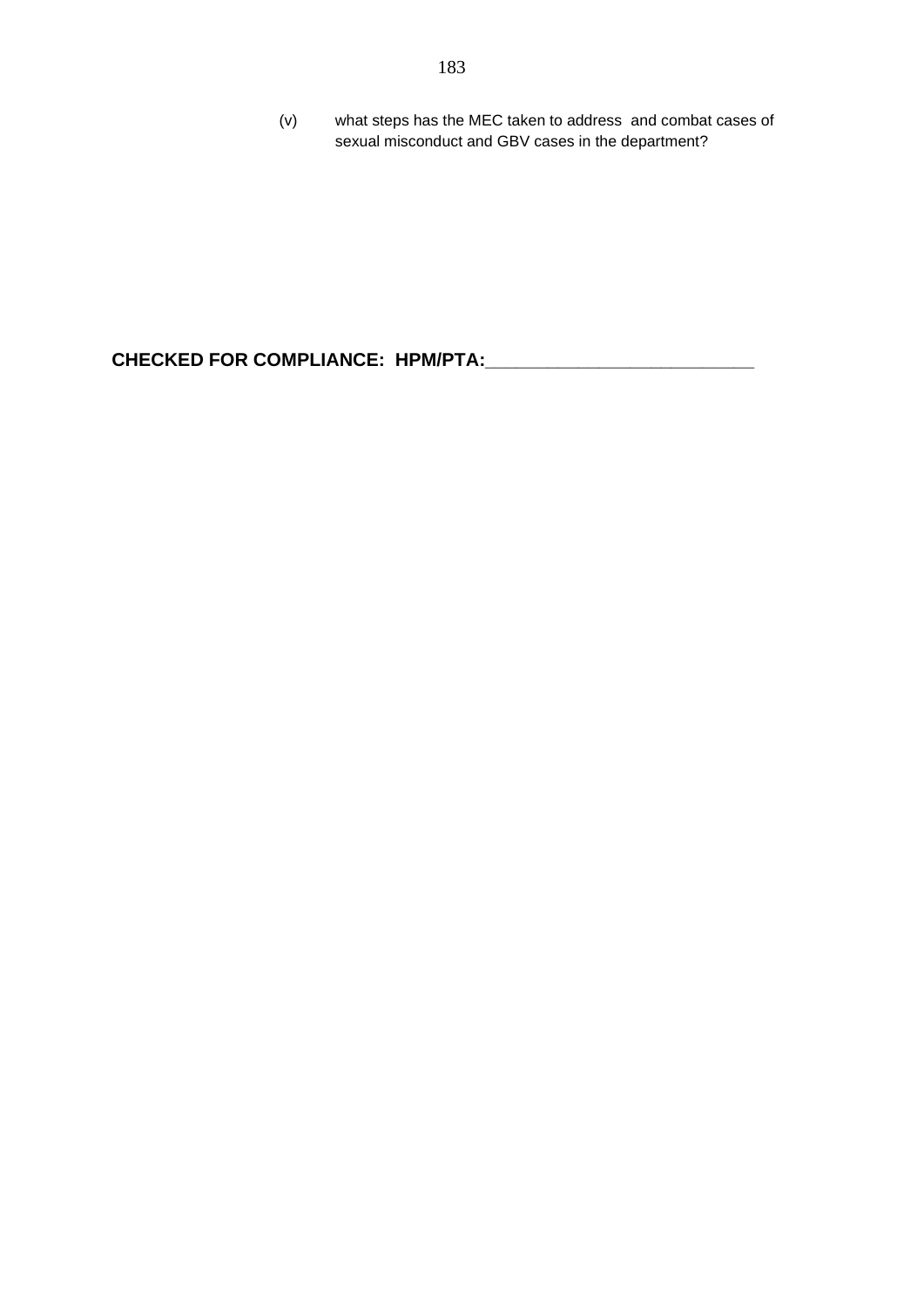(v) what steps has the MEC taken to address and combat cases of sexual misconduct and GBV cases in the department?

**CHECKED FOR COMPLIANCE: HPM/PTA:___________________________**